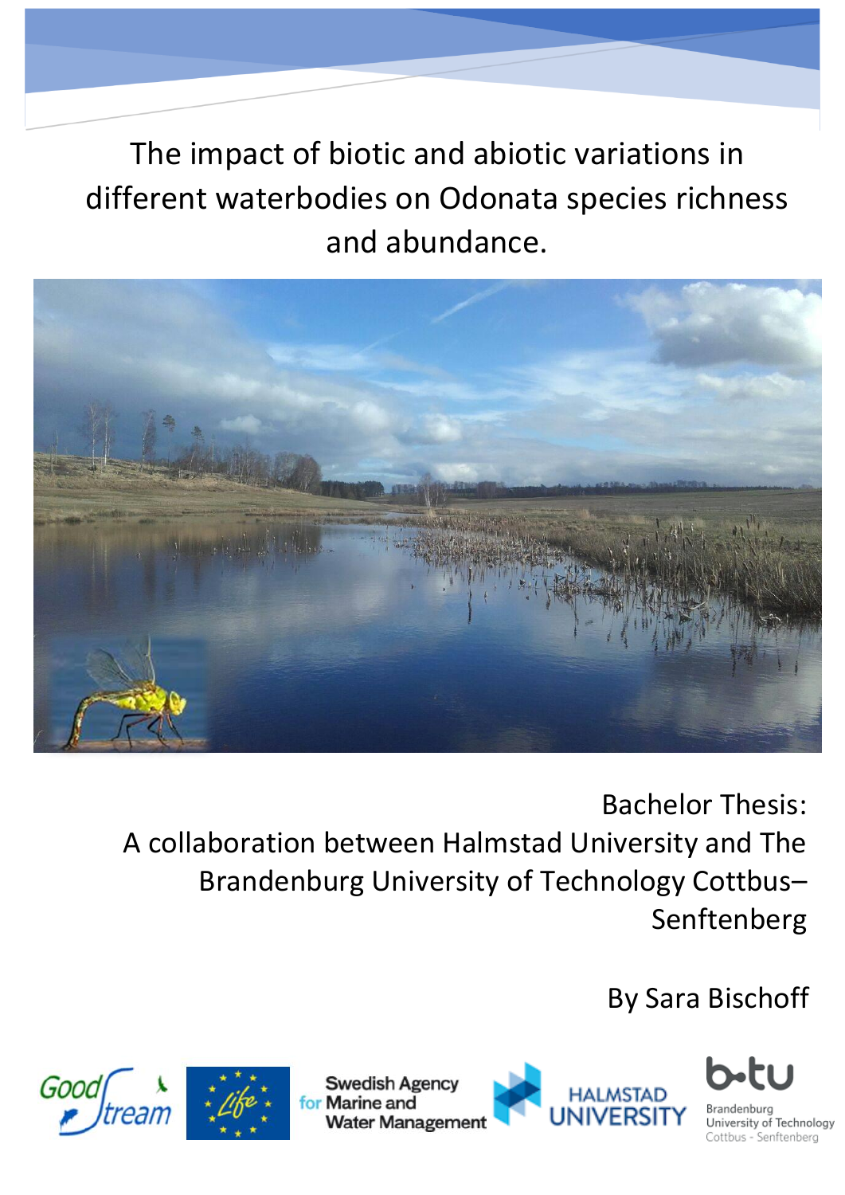# The impact of biotic and abiotic variations in different waterbodies on Odonata species richness and abundance.

Bachelor Thesis:
A collaboration between Halmstad University and The Brandenburg University of Technology Cottbus–Senftenberg

By Sara Bischoff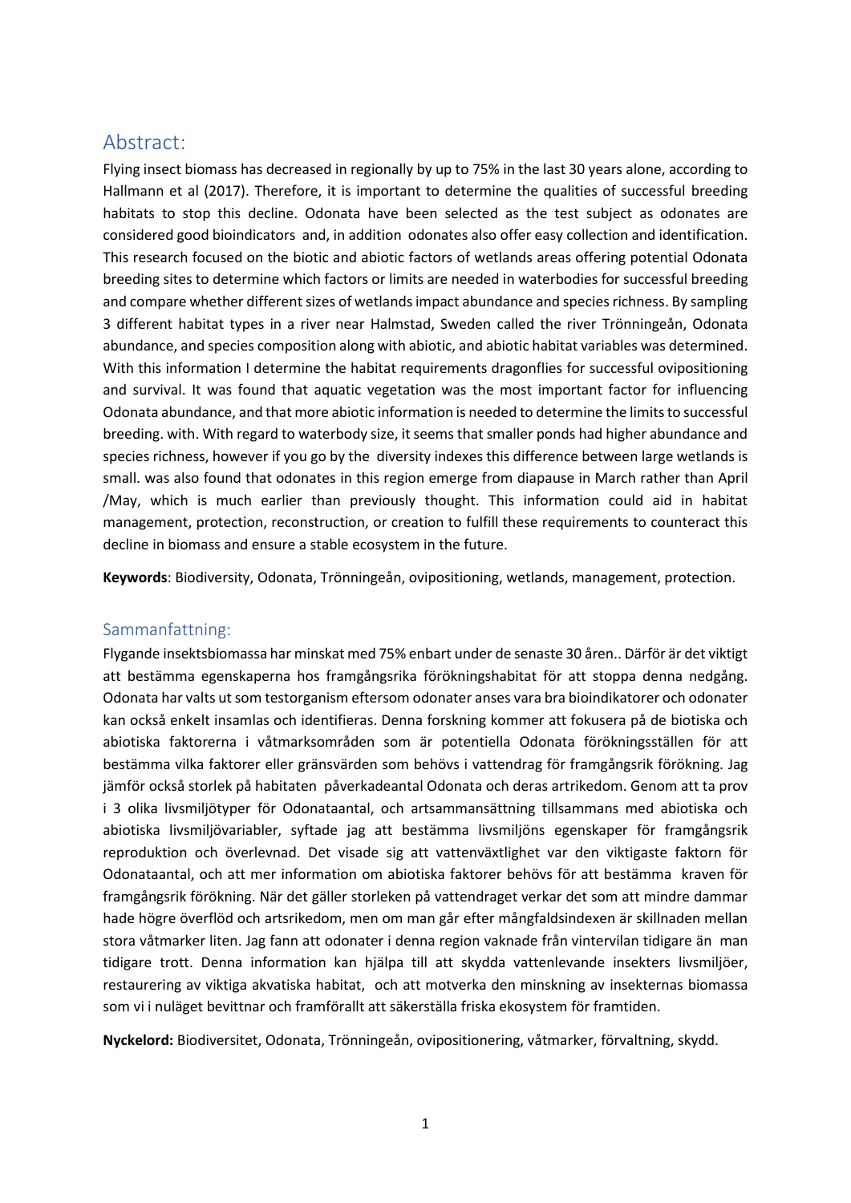## Abstract:

Flying insect biomass has decreased in regionally by up to 75% in the last 30 years alone, according to Hallmann et al (2017). Therefore, it is important to determine the qualities of successful breeding habitats to stop this decline. Odonata have been selected as the test subject as odonates are considered good bioindicators and, in addition odonates also offer easy collection and identification. This research focused on the biotic and abiotic factors of wetlands areas offering potential Odonata breeding sites to determine which factors or limits are needed in waterbodies for successful breeding and compare whether different sizes of wetlands impact abundance and species richness. By sampling 3 different habitat types in a river near Halmstad, Sweden called the river Trönningeån, Odonata abundance, and species composition along with abiotic, and abiotic habitat variables was determined. With this information I determine the habitat requirements dragonflies for successful ovipositioning and survival. It was found that aquatic vegetation was the most important factor for influencing Odonata abundance, and that more abiotic information is needed to determine the limits to successful breeding. with. With regard to waterbody size, it seems that smaller ponds had higher abundance and species richness, however if you go by the diversity indexes this difference between large wetlands is small. was also found that odonates in this region emerge from diapause in March rather than April /May, which is much earlier than previously thought. This information could aid in habitat management, protection, reconstruction, or creation to fulfill these requirements to counteract this decline in biomass and ensure a stable ecosystem in the future.

**Keywords**: Biodiversity, Odonata, Trönningeån, ovipositioning, wetlands, management, protection.

## Sammanfattning:

Flygande insektsbiomassa har minskat med 75% enbart under de senaste 30 åren.. Därför är det viktigt att bestämma egenskaperna hos framgångsrika förökningshabitat för att stoppa denna nedgång. Odonata har valts ut som testorganism eftersom odonater anses vara bra bioindikatorer och odonater kan också enkelt insamlas och identifieras. Denna forskning kommer att fokusera på de biotiska och abiotiska faktorerna i våtmarksområden som är potentiella Odonata förökningsställen för att bestämma vilka faktorer eller gränsvärden som behövs i vattendrag för framgångsrik förökning. Jag jämför också storlek på habitaten påverkadeantal Odonata och deras artrikedom. Genom att ta prov i 3 olika livsmiljötyper för Odonataantal, och artsammansättning tillsammans med abiotiska och abiotiska livsmiljövariabler, syftade jag att bestämma livsmiljöns egenskaper för framgångsrik reproduktion och överlevnad. Det visade sig att vattenväxtlighet var den viktigaste faktorn för Odonataantal, och att mer information om abiotiska faktorer behövs för att bestämma kraven för framgångsrik förökning. När det gäller storleken på vattendraget verkar det som att mindre dammar hade högre överflöd och artsrikedom, men om man går efter mångfaldsindexen är skillnaden mellan stora våtmarker liten. Jag fann att odonater i denna region vaknade från vintervilan tidigare än man tidigare trott. Denna information kan hjälpa till att skydda vattenlevande insekters livsmiljöer, restaurering av viktiga akvatiska habitat, och att motverka den minskning av insekternas biomassa som vi i nuläget bevittnar och framförallt att säkerställa friska ekosystem för framtiden.

**Nyckelord:** Biodiversitet, Odonata, Trönningeån, ovipositionering, våtmarker, förvaltning, skydd.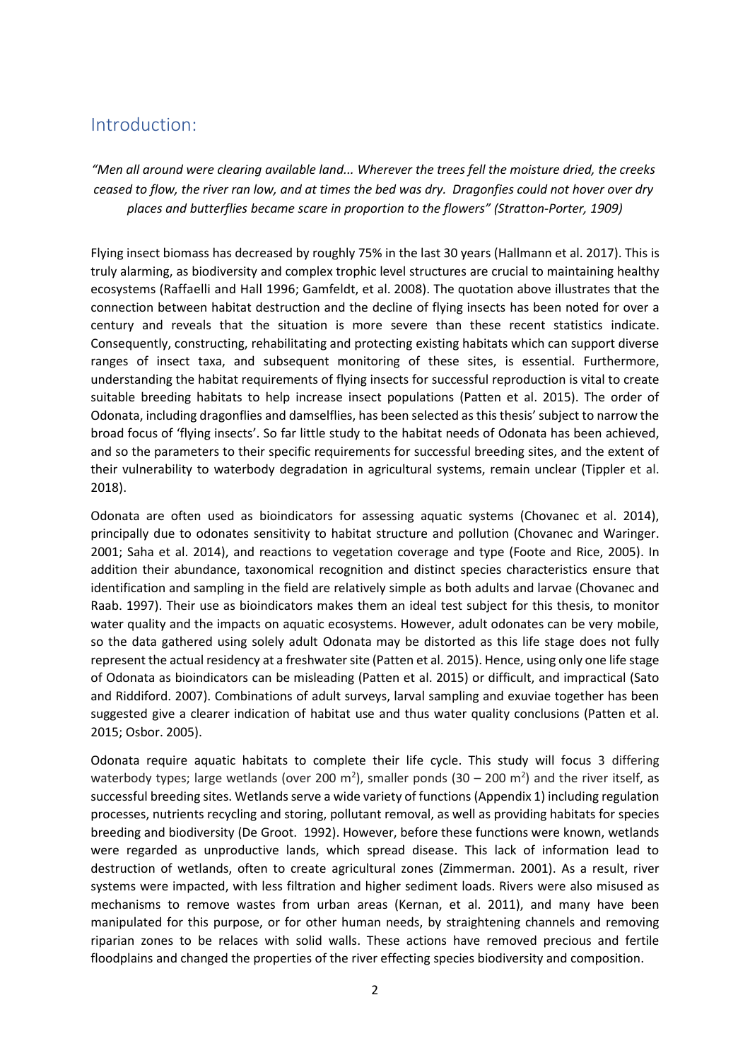## Introduction:

*"Men all around were clearing available land... Wherever the trees fell the moisture dried, the creeks ceased to flow, the river ran low, and at times the bed was dry. Dragonfies could not hover over dry places and butterflies became scare in proportion to the flowers" (Stratton-Porter, 1909)*

Flying insect biomass has decreased by roughly 75% in the last 30 years (Hallmann et al. 2017). This is truly alarming, as biodiversity and complex trophic level structures are crucial to maintaining healthy ecosystems (Raffaelli and Hall 1996; Gamfeldt, et al. 2008). The quotation above illustrates that the connection between habitat destruction and the decline of flying insects has been noted for over a century and reveals that the situation is more severe than these recent statistics indicate. Consequently, constructing, rehabilitating and protecting existing habitats which can support diverse ranges of insect taxa, and subsequent monitoring of these sites, is essential. Furthermore, understanding the habitat requirements of flying insects for successful reproduction is vital to create suitable breeding habitats to help increase insect populations (Patten et al. 2015). The order of Odonata, including dragonflies and damselflies, has been selected as this thesis' subject to narrow the broad focus of 'flying insects'. So far little study to the habitat needs of Odonata has been achieved, and so the parameters to their specific requirements for successful breeding sites, and the extent of their vulnerability to waterbody degradation in agricultural systems, remain unclear (Tippler et al. 2018).

Odonata are often used as bioindicators for assessing aquatic systems (Chovanec et al. 2014), principally due to odonates sensitivity to habitat structure and pollution (Chovanec and Waringer. 2001; Saha et al. 2014), and reactions to vegetation coverage and type (Foote and Rice, 2005). In addition their abundance, taxonomical recognition and distinct species characteristics ensure that identification and sampling in the field are relatively simple as both adults and larvae (Chovanec and Raab. 1997). Their use as bioindicators makes them an ideal test subject for this thesis, to monitor water quality and the impacts on aquatic ecosystems. However, adult odonates can be very mobile, so the data gathered using solely adult Odonata may be distorted as this life stage does not fully represent the actual residency at a freshwater site (Patten et al. 2015). Hence, using only one life stage of Odonata as bioindicators can be misleading (Patten et al. 2015) or difficult, and impractical (Sato and Riddiford. 2007). Combinations of adult surveys, larval sampling and exuviae together has been suggested give a clearer indication of habitat use and thus water quality conclusions (Patten et al. 2015; Osbor. 2005).

Odonata require aquatic habitats to complete their life cycle. This study will focus 3 differing waterbody types; large wetlands (over 200 m$^2$), smaller ponds (30 – 200 m$^2$) and the river itself, as successful breeding sites. Wetlands serve a wide variety of functions (Appendix 1) including regulation processes, nutrients recycling and storing, pollutant removal, as well as providing habitats for species breeding and biodiversity (De Groot. 1992). However, before these functions were known, wetlands were regarded as unproductive lands, which spread disease. This lack of information lead to destruction of wetlands, often to create agricultural zones (Zimmerman. 2001). As a result, river systems were impacted, with less filtration and higher sediment loads. Rivers were also misused as mechanisms to remove wastes from urban areas (Kernan, et al. 2011), and many have been manipulated for this purpose, or for other human needs, by straightening channels and removing riparian zones to be relaces with solid walls. These actions have removed precious and fertile floodplains and changed the properties of the river effecting species biodiversity and composition.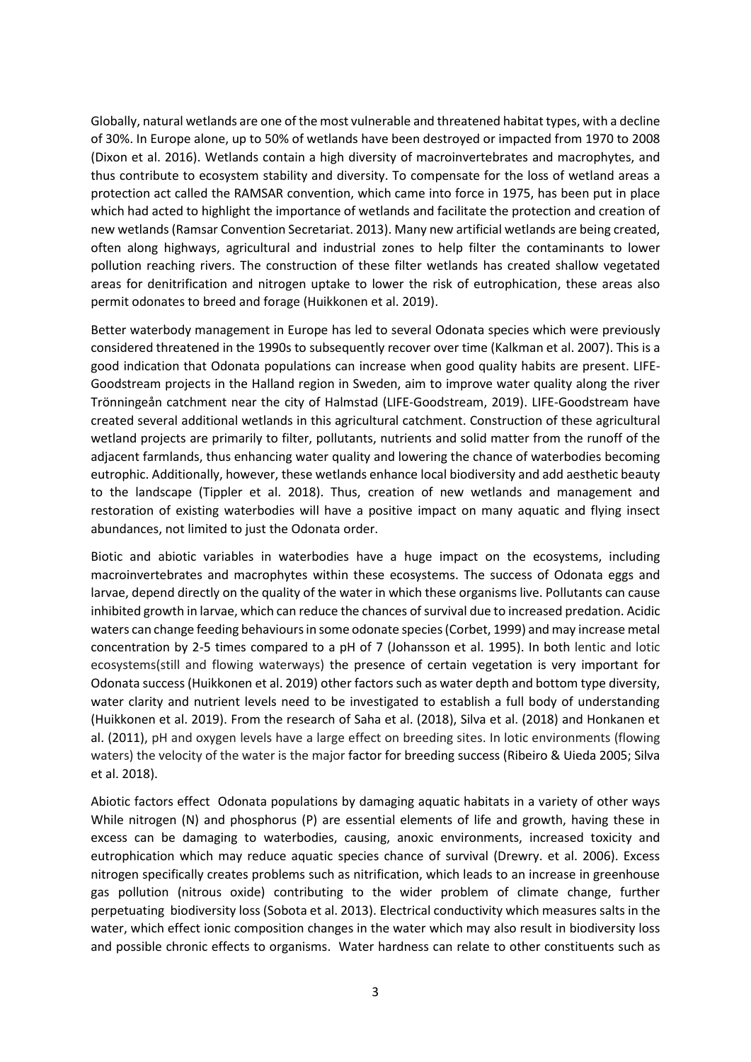Globally, natural wetlands are one of the most vulnerable and threatened habitat types, with a decline of 30%. In Europe alone, up to 50% of wetlands have been destroyed or impacted from 1970 to 2008 (Dixon et al. 2016). Wetlands contain a high diversity of macroinvertebrates and macrophytes, and thus contribute to ecosystem stability and diversity. To compensate for the loss of wetland areas a protection act called the RAMSAR convention, which came into force in 1975, has been put in place which had acted to highlight the importance of wetlands and facilitate the protection and creation of new wetlands (Ramsar Convention Secretariat. 2013). Many new artificial wetlands are being created, often along highways, agricultural and industrial zones to help filter the contaminants to lower pollution reaching rivers. The construction of these filter wetlands has created shallow vegetated areas for denitrification and nitrogen uptake to lower the risk of eutrophication, these areas also permit odonates to breed and forage (Huikkonen et al. 2019).

Better waterbody management in Europe has led to several Odonata species which were previously considered threatened in the 1990s to subsequently recover over time (Kalkman et al. 2007). This is a good indication that Odonata populations can increase when good quality habits are present. LIFE-Goodstream projects in the Halland region in Sweden, aim to improve water quality along the river Trönningeån catchment near the city of Halmstad (LIFE-Goodstream, 2019). LIFE-Goodstream have created several additional wetlands in this agricultural catchment. Construction of these agricultural wetland projects are primarily to filter, pollutants, nutrients and solid matter from the runoff of the adjacent farmlands, thus enhancing water quality and lowering the chance of waterbodies becoming eutrophic. Additionally, however, these wetlands enhance local biodiversity and add aesthetic beauty to the landscape (Tippler et al. 2018). Thus, creation of new wetlands and management and restoration of existing waterbodies will have a positive impact on many aquatic and flying insect abundances, not limited to just the Odonata order.

Biotic and abiotic variables in waterbodies have a huge impact on the ecosystems, including macroinvertebrates and macrophytes within these ecosystems. The success of Odonata eggs and larvae, depend directly on the quality of the water in which these organisms live. Pollutants can cause inhibited growth in larvae, which can reduce the chances of survival due to increased predation. Acidic waters can change feeding behaviours in some odonate species (Corbet, 1999) and may increase metal concentration by 2-5 times compared to a pH of 7 (Johansson et al. 1995). In both lentic and lotic ecosystems(still and flowing waterways) the presence of certain vegetation is very important for Odonata success (Huikkonen et al. 2019) other factors such as water depth and bottom type diversity, water clarity and nutrient levels need to be investigated to establish a full body of understanding (Huikkonen et al. 2019). From the research of Saha et al. (2018), Silva et al. (2018) and Honkanen et al. (2011), pH and oxygen levels have a large effect on breeding sites. In lotic environments (flowing waters) the velocity of the water is the major factor for breeding success (Ribeiro & Uieda 2005; Silva et al. 2018).

Abiotic factors effect Odonata populations by damaging aquatic habitats in a variety of other ways While nitrogen (N) and phosphorus (P) are essential elements of life and growth, having these in excess can be damaging to waterbodies, causing, anoxic environments, increased toxicity and eutrophication which may reduce aquatic species chance of survival (Drewry. et al. 2006). Excess nitrogen specifically creates problems such as nitrification, which leads to an increase in greenhouse gas pollution (nitrous oxide) contributing to the wider problem of climate change, further perpetuating biodiversity loss (Sobota et al. 2013). Electrical conductivity which measures salts in the water, which effect ionic composition changes in the water which may also result in biodiversity loss and possible chronic effects to organisms. Water hardness can relate to other constituents such as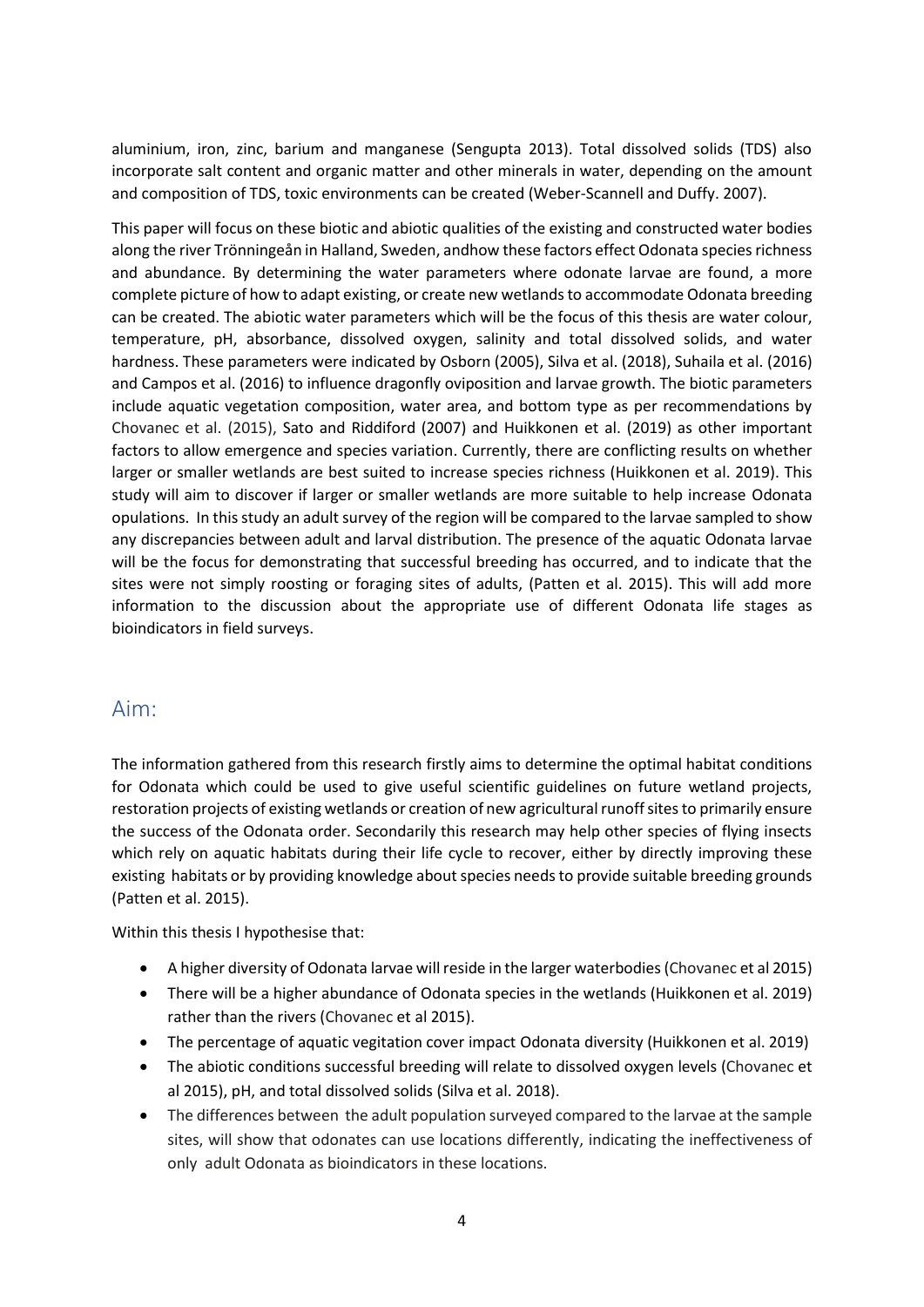aluminium, iron, zinc, barium and manganese (Sengupta 2013). Total dissolved solids (TDS) also incorporate salt content and organic matter and other minerals in water, depending on the amount and composition of TDS, toxic environments can be created (Weber-Scannell and Duffy. 2007).

This paper will focus on these biotic and abiotic qualities of the existing and constructed water bodies along the river Trönningeån in Halland, Sweden, andhow these factors effect Odonata species richness and abundance. By determining the water parameters where odonate larvae are found, a more complete picture of how to adapt existing, or create new wetlands to accommodate Odonata breeding can be created. The abiotic water parameters which will be the focus of this thesis are water colour, temperature, pH, absorbance, dissolved oxygen, salinity and total dissolved solids, and water hardness. These parameters were indicated by Osborn (2005), Silva et al. (2018), Suhaila et al. (2016) and Campos et al. (2016) to influence dragonfly oviposition and larvae growth. The biotic parameters include aquatic vegetation composition, water area, and bottom type as per recommendations by Chovanec et al. (2015), Sato and Riddiford (2007) and Huikkonen et al. (2019) as other important factors to allow emergence and species variation. Currently, there are conflicting results on whether larger or smaller wetlands are best suited to increase species richness (Huikkonen et al. 2019). This study will aim to discover if larger or smaller wetlands are more suitable to help increase Odonata opulations. In this study an adult survey of the region will be compared to the larvae sampled to show any discrepancies between adult and larval distribution. The presence of the aquatic Odonata larvae will be the focus for demonstrating that successful breeding has occurred, and to indicate that the sites were not simply roosting or foraging sites of adults, (Patten et al. 2015). This will add more information to the discussion about the appropriate use of different Odonata life stages as bioindicators in field surveys.

## Aim:

The information gathered from this research firstly aims to determine the optimal habitat conditions for Odonata which could be used to give useful scientific guidelines on future wetland projects, restoration projects of existing wetlands or creation of new agricultural runoff sites to primarily ensure the success of the Odonata order. Secondarily this research may help other species of flying insects which rely on aquatic habitats during their life cycle to recover, either by directly improving these existing habitats or by providing knowledge about species needs to provide suitable breeding grounds (Patten et al. 2015).

Within this thesis I hypothesise that:

- A higher diversity of Odonata larvae will reside in the larger waterbodies (Chovanec et al 2015)
- There will be a higher abundance of Odonata species in the wetlands (Huikkonen et al. 2019) rather than the rivers (Chovanec et al 2015).
- The percentage of aquatic vegitation cover impact Odonata diversity (Huikkonen et al. 2019)
- The abiotic conditions successful breeding will relate to dissolved oxygen levels (Chovanec et al 2015), pH, and total dissolved solids (Silva et al. 2018).
- The differences between the adult population surveyed compared to the larvae at the sample sites, will show that odonates can use locations differently, indicating the ineffectiveness of only adult Odonata as bioindicators in these locations.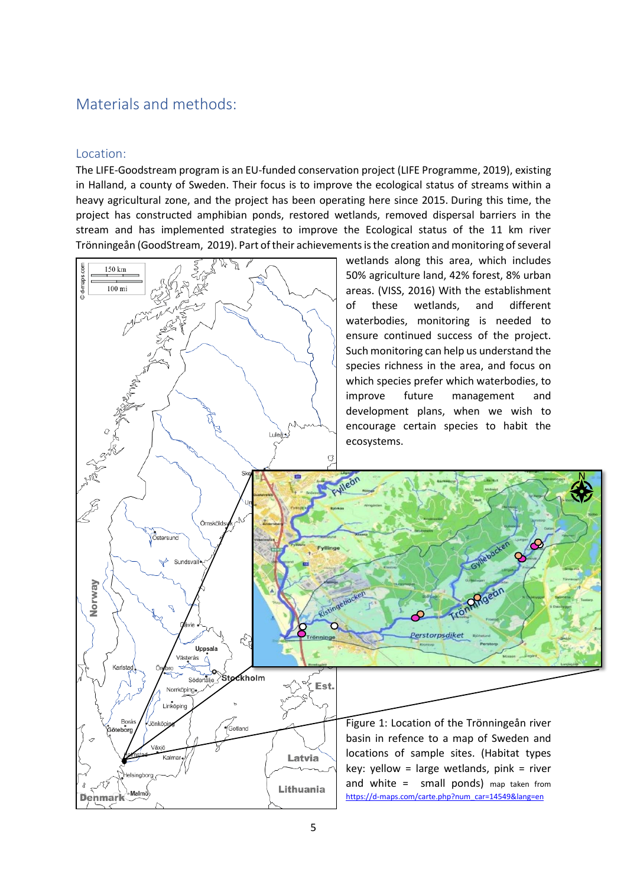## Materials and methods:

### Location:

The LIFE-Goodstream program is an EU-funded conservation project (LIFE Programme, 2019), existing in Halland, a county of Sweden. Their focus is to improve the ecological status of streams within a heavy agricultural zone, and the project has been operating here since 2015. During this time, the project has constructed amphibian ponds, restored wetlands, removed dispersal barriers in the stream and has implemented strategies to improve the Ecological status of the 11 km river Trönningeån (GoodStream, 2019). Part of their achievements is the creation and monitoring of several wetlands along this area, which includes 50% agriculture land, 42% forest, 8% urban areas. (VISS, 2016) With the establishment of these wetlands, and different waterbodies, monitoring is needed to ensure continued success of the project. Such monitoring can help us understand the species richness in the area, and focus on which species prefer which waterbodies, to improve future management and development plans, when we wish to encourage certain species to habit the ecosystems.

Figure 1: Location of the Trönningeån river basin in refence to a map of Sweden and locations of sample sites. (Habitat types key: yellow = large wetlands, pink = river and white = small ponds) map taken from https://d-maps.com/carte.php?num_car=14549&lang=en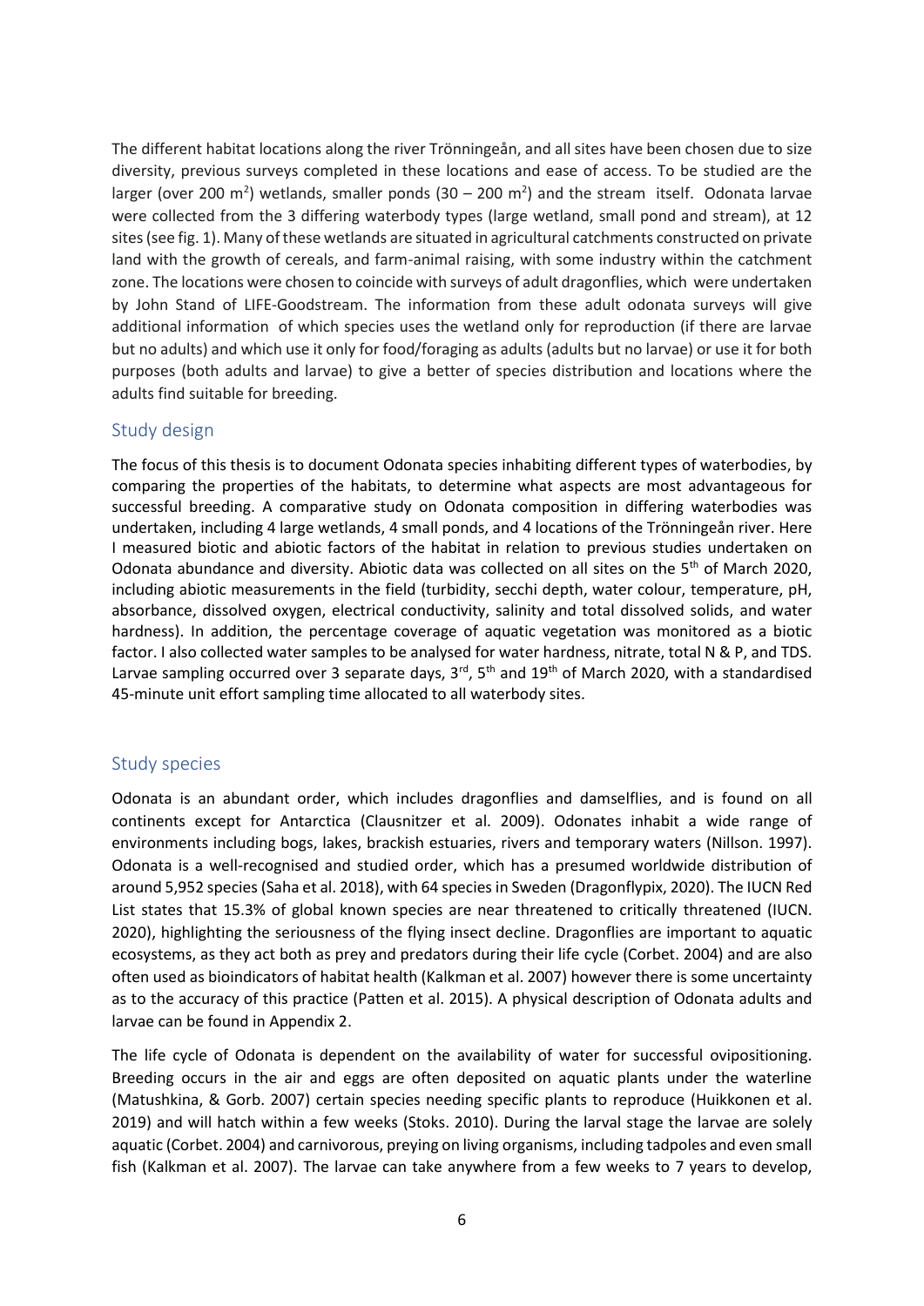The different habitat locations along the river Trönningeån, and all sites have been chosen due to size diversity, previous surveys completed in these locations and ease of access. To be studied are the larger (over 200 $m^2$) wetlands, smaller ponds (30 – 200 $m^2$) and the stream itself. Odonata larvae were collected from the 3 differing waterbody types (large wetland, small pond and stream), at 12 sites (see fig. 1). Many of these wetlands are situated in agricultural catchments constructed on private land with the growth of cereals, and farm-animal raising, with some industry within the catchment zone. The locations were chosen to coincide with surveys of adult dragonflies, which were undertaken by John Stand of LIFE-Goodstream. The information from these adult odonata surveys will give additional information of which species uses the wetland only for reproduction (if there are larvae but no adults) and which use it only for food/foraging as adults (adults but no larvae) or use it for both purposes (both adults and larvae) to give a better of species distribution and locations where the adults find suitable for breeding.

## Study design

The focus of this thesis is to document Odonata species inhabiting different types of waterbodies, by comparing the properties of the habitats, to determine what aspects are most advantageous for successful breeding. A comparative study on Odonata composition in differing waterbodies was undertaken, including 4 large wetlands, 4 small ponds, and 4 locations of the Trönningeån river. Here I measured biotic and abiotic factors of the habitat in relation to previous studies undertaken on Odonata abundance and diversity. Abiotic data was collected on all sites on the 5th of March 2020, including abiotic measurements in the field (turbidity, secchi depth, water colour, temperature, pH, absorbance, dissolved oxygen, electrical conductivity, salinity and total dissolved solids, and water hardness). In addition, the percentage coverage of aquatic vegetation was monitored as a biotic factor. I also collected water samples to be analysed for water hardness, nitrate, total N & P, and TDS. Larvae sampling occurred over 3 separate days, 3rd, 5th and 19th of March 2020, with a standardised 45-minute unit effort sampling time allocated to all waterbody sites.

## Study species

Odonata is an abundant order, which includes dragonflies and damselflies, and is found on all continents except for Antarctica (Clausnitzer et al. 2009). Odonates inhabit a wide range of environments including bogs, lakes, brackish estuaries, rivers and temporary waters (Nillson. 1997). Odonata is a well-recognised and studied order, which has a presumed worldwide distribution of around 5,952 species (Saha et al. 2018), with 64 species in Sweden (Dragonflypix, 2020). The IUCN Red List states that 15.3% of global known species are near threatened to critically threatened (IUCN. 2020), highlighting the seriousness of the flying insect decline. Dragonflies are important to aquatic ecosystems, as they act both as prey and predators during their life cycle (Corbet. 2004) and are also often used as bioindicators of habitat health (Kalkman et al. 2007) however there is some uncertainty as to the accuracy of this practice (Patten et al. 2015). A physical description of Odonata adults and larvae can be found in Appendix 2.

The life cycle of Odonata is dependent on the availability of water for successful ovipositioning. Breeding occurs in the air and eggs are often deposited on aquatic plants under the waterline (Matushkina, & Gorb. 2007) certain species needing specific plants to reproduce (Huikkonen et al. 2019) and will hatch within a few weeks (Stoks. 2010). During the larval stage the larvae are solely aquatic (Corbet. 2004) and carnivorous, preying on living organisms, including tadpoles and even small fish (Kalkman et al. 2007). The larvae can take anywhere from a few weeks to 7 years to develop,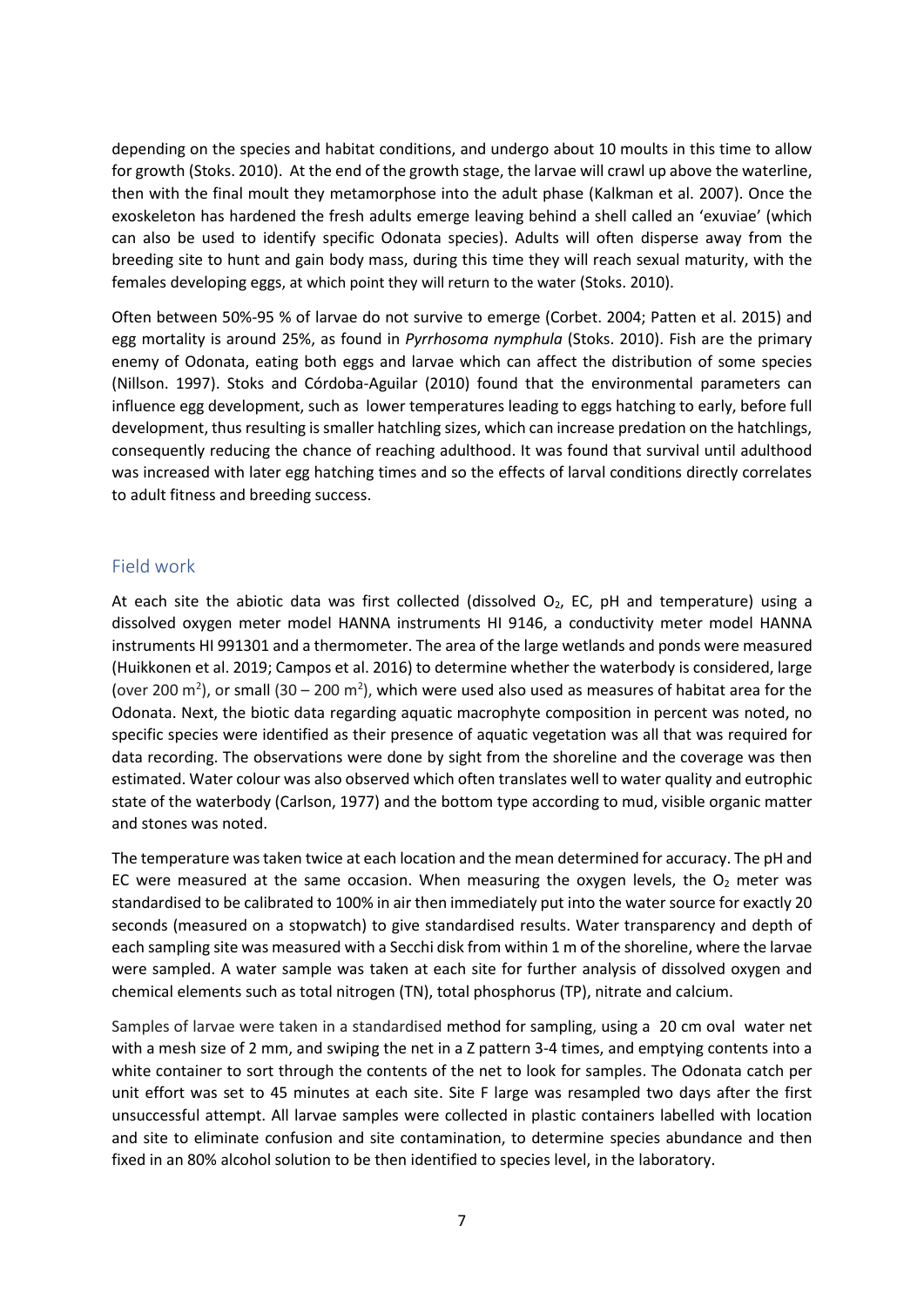depending on the species and habitat conditions, and undergo about 10 moults in this time to allow for growth (Stoks. 2010). At the end of the growth stage, the larvae will crawl up above the waterline, then with the final moult they metamorphose into the adult phase (Kalkman et al. 2007). Once the exoskeleton has hardened the fresh adults emerge leaving behind a shell called an 'exuviae' (which can also be used to identify specific Odonata species). Adults will often disperse away from the breeding site to hunt and gain body mass, during this time they will reach sexual maturity, with the females developing eggs, at which point they will return to the water (Stoks. 2010).

Often between 50%-95 % of larvae do not survive to emerge (Corbet. 2004; Patten et al. 2015) and egg mortality is around 25%, as found in *Pyrrhosoma nymphula* (Stoks. 2010). Fish are the primary enemy of Odonata, eating both eggs and larvae which can affect the distribution of some species (Nillson. 1997). Stoks and Córdoba-Aguilar (2010) found that the environmental parameters can influence egg development, such as lower temperatures leading to eggs hatching to early, before full development, thus resulting is smaller hatchling sizes, which can increase predation on the hatchlings, consequently reducing the chance of reaching adulthood. It was found that survival until adulthood was increased with later egg hatching times and so the effects of larval conditions directly correlates to adult fitness and breeding success.

## Field work

At each site the abiotic data was first collected (dissolved $O_2$, EC, pH and temperature) using a dissolved oxygen meter model HANNA instruments HI 9146, a conductivity meter model HANNA instruments HI 991301 and a thermometer. The area of the large wetlands and ponds were measured (Huikkonen et al. 2019; Campos et al. 2016) to determine whether the waterbody is considered, large (over 200 $m^2$), or small (30 – 200 $m^2$), which were used also used as measures of habitat area for the Odonata. Next, the biotic data regarding aquatic macrophyte composition in percent was noted, no specific species were identified as their presence of aquatic vegetation was all that was required for data recording. The observations were done by sight from the shoreline and the coverage was then estimated. Water colour was also observed which often translates well to water quality and eutrophic state of the waterbody (Carlson, 1977) and the bottom type according to mud, visible organic matter and stones was noted.

The temperature was taken twice at each location and the mean determined for accuracy. The pH and EC were measured at the same occasion. When measuring the oxygen levels, the $O_2$ meter was standardised to be calibrated to 100% in air then immediately put into the water source for exactly 20 seconds (measured on a stopwatch) to give standardised results. Water transparency and depth of each sampling site was measured with a Secchi disk from within 1 m of the shoreline, where the larvae were sampled. A water sample was taken at each site for further analysis of dissolved oxygen and chemical elements such as total nitrogen (TN), total phosphorus (TP), nitrate and calcium.

Samples of larvae were taken in a standardised method for sampling, using a 20 cm oval water net with a mesh size of 2 mm, and swiping the net in a Z pattern 3-4 times, and emptying contents into a white container to sort through the contents of the net to look for samples. The Odonata catch per unit effort was set to 45 minutes at each site. Site F large was resampled two days after the first unsuccessful attempt. All larvae samples were collected in plastic containers labelled with location and site to eliminate confusion and site contamination, to determine species abundance and then fixed in an 80% alcohol solution to be then identified to species level, in the laboratory.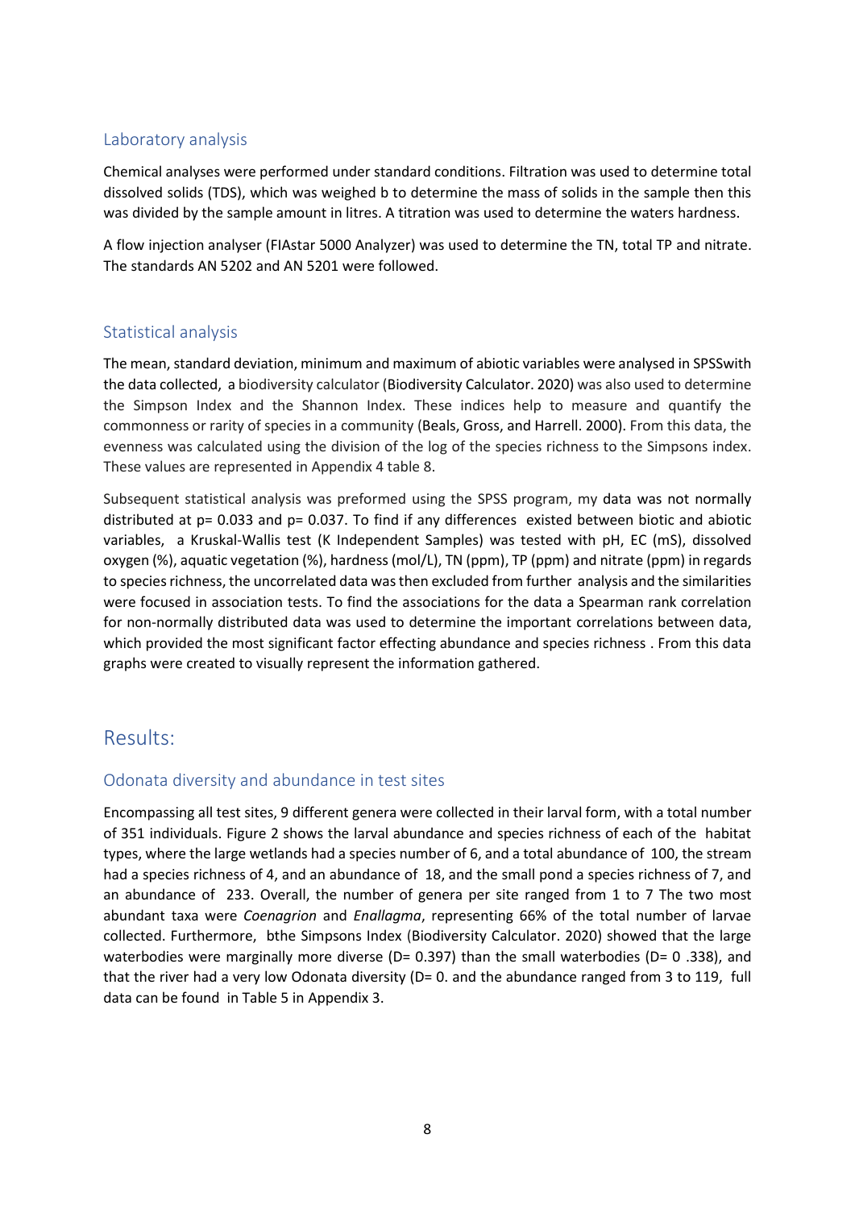### Laboratory analysis

Chemical analyses were performed under standard conditions. Filtration was used to determine total dissolved solids (TDS), which was weighed b to determine the mass of solids in the sample then this was divided by the sample amount in litres. A titration was used to determine the waters hardness.

A flow injection analyser (FIAstar 5000 Analyzer) was used to determine the TN, total TP and nitrate. The standards AN 5202 and AN 5201 were followed.

### Statistical analysis

The mean, standard deviation, minimum and maximum of abiotic variables were analysed in SPSSwith the data collected, a biodiversity calculator (Biodiversity Calculator. 2020) was also used to determine the Simpson Index and the Shannon Index. These indices help to measure and quantify the commonness or rarity of species in a community (Beals, Gross, and Harrell. 2000). From this data, the evenness was calculated using the division of the log of the species richness to the Simpsons index. These values are represented in Appendix 4 table 8.

Subsequent statistical analysis was preformed using the SPSS program, my data was not normally distributed at $p= 0.033$ and $p= 0.037$. To find if any differences existed between biotic and abiotic variables, a Kruskal-Wallis test (K Independent Samples) was tested with pH, EC (mS), dissolved oxygen (%), aquatic vegetation (%), hardness (mol/L), TN (ppm), TP (ppm) and nitrate (ppm) in regards to species richness, the uncorrelated data was then excluded from further analysis and the similarities were focused in association tests. To find the associations for the data a Spearman rank correlation for non-normally distributed data was used to determine the important correlations between data, which provided the most significant factor effecting abundance and species richness . From this data graphs were created to visually represent the information gathered.

## Results:

### Odonata diversity and abundance in test sites

Encompassing all test sites, 9 different genera were collected in their larval form, with a total number of 351 individuals. Figure 2 shows the larval abundance and species richness of each of the habitat types, where the large wetlands had a species number of 6, and a total abundance of 100, the stream had a species richness of 4, and an abundance of 18, and the small pond a species richness of 7, and an abundance of 233. Overall, the number of genera per site ranged from 1 to 7 The two most abundant taxa were *Coenagrion* and *Enallagma*, representing 66% of the total number of larvae collected. Furthermore, bthe Simpsons Index (Biodiversity Calculator. 2020) showed that the large waterbodies were marginally more diverse ($D= 0.397$) than the small waterbodies ($D= 0 .338$), and that the river had a very low Odonata diversity (D= 0. and the abundance ranged from 3 to 119, full data can be found in Table 5 in Appendix 3.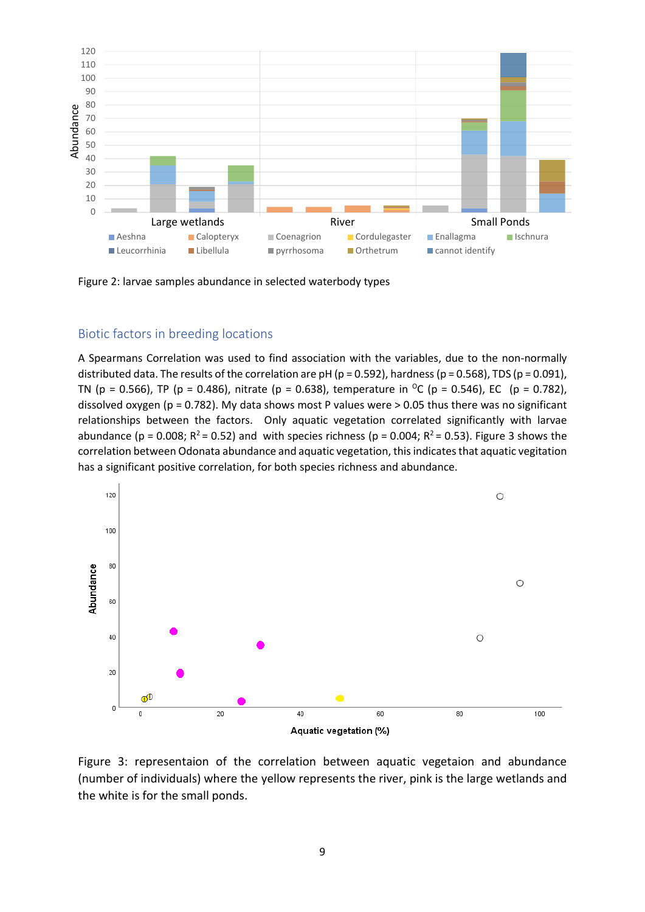Figure 2: larvae samples abundance in selected waterbody types

## Biotic factors in breeding locations

A Spearmans Correlation was used to find association with the variables, due to the non-normally distributed data. The results of the correlation are pH ($p = 0.592$), hardness ($p = 0.568$), TDS ($p = 0.091$), TN ($p = 0.566$), TP ($p = 0.486$), nitrate ($p = 0.638$), temperature in $^{O}C$ ($p = 0.546$), EC ($p = 0.782$), dissolved oxygen ($p = 0.782$). My data shows most P values were > 0.05 thus there was no significant relationships between the factors. Only aquatic vegetation correlated significantly with larvae abundance ($p = 0.008$; $R^2 = 0.52$) and with species richness ($p = 0.004$; $R^2 = 0.53$). Figure 3 shows the correlation between Odonata abundance and aquatic vegetation, this indicates that aquatic vegitation has a significant positive correlation, for both species richness and abundance.

Figure 3: representaion of the correlation between aquatic vegetaion and abundance (number of individuals) where the yellow represents the river, pink is the large wetlands and the white is for the small ponds.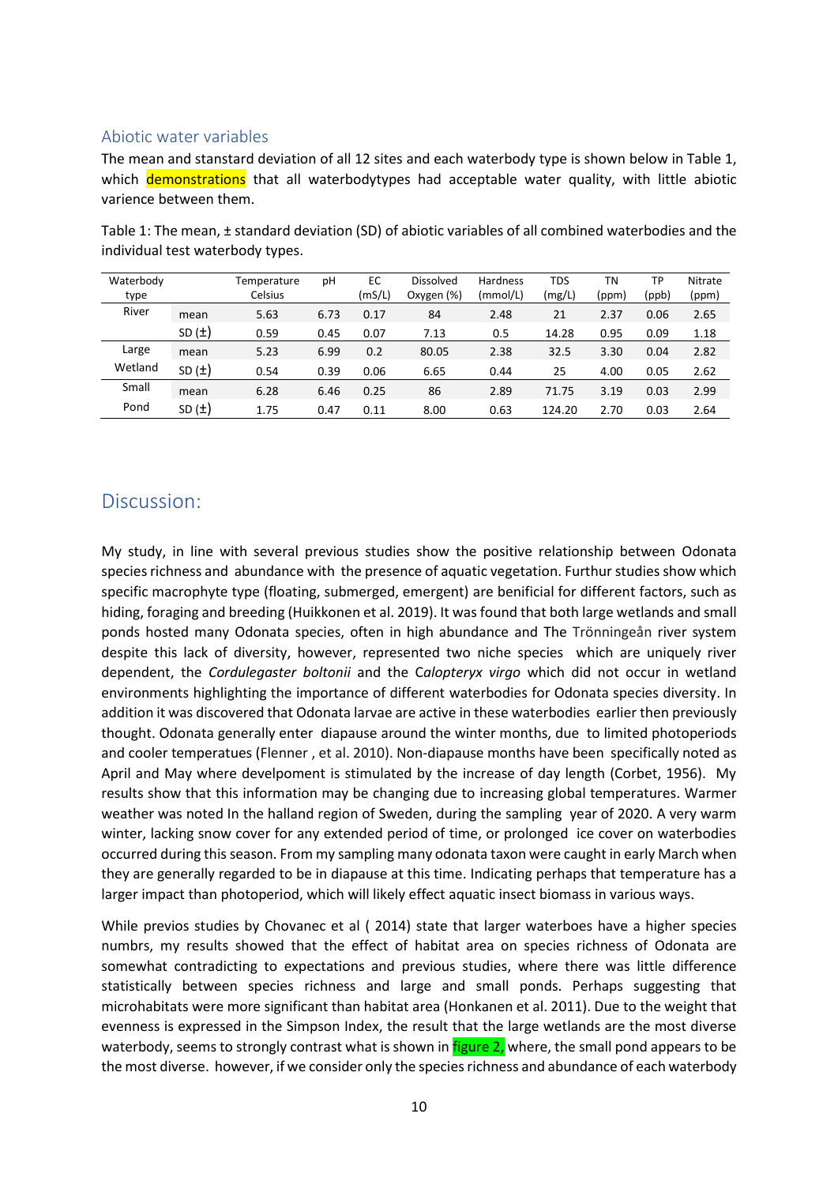### Abiotic water variables

The mean and stanstard deviation of all 12 sites and each waterbody type is shown below in Table 1, which demonstrations that all waterbodytypes had acceptable water quality, with little abiotic varience between them.

Table 1: The mean, ± standard deviation (SD) of abiotic variables of all combined waterbodies and the individual test waterbody types.

| Waterbody type | | Temperature Celsius | pH | EC (mS/L) | Dissolved Oxygen (%) | Hardness (mmol/L) | TDS (mg/L) | TN (ppm) | TP (ppb) | Nitrate (ppm) |
|---|---|---|---|---|---|---|---|---|---|---|
| River | mean | 5.63 | 6.73 | 0.17 | 84 | 2.48 | 21 | 2.37 | 0.06 | 2.65 |
| | SD (±) | 0.59 | 0.45 | 0.07 | 7.13 | 0.5 | 14.28 | 0.95 | 0.09 | 1.18 |
| Large Wetland | mean | 5.23 | 6.99 | 0.2 | 80.05 | 2.38 | 32.5 | 3.30 | 0.04 | 2.82 |
| | SD (±) | 0.54 | 0.39 | 0.06 | 6.65 | 0.44 | 25 | 4.00 | 0.05 | 2.62 |
| Small Pond | mean | 6.28 | 6.46 | 0.25 | 86 | 2.89 | 71.75 | 3.19 | 0.03 | 2.99 |
| | SD (±) | 1.75 | 0.47 | 0.11 | 8.00 | 0.63 | 124.20 | 2.70 | 0.03 | 2.64 |

## Discussion:

My study, in line with several previous studies show the positive relationship between Odonata species richness and abundance with the presence of aquatic vegetation. Furthur studies show which specific macrophyte type (floating, submerged, emergent) are benificial for different factors, such as hiding, foraging and breeding (Huikkonen et al. 2019). It was found that both large wetlands and small ponds hosted many Odonata species, often in high abundance and The Trönningeån river system despite this lack of diversity, however, represented two niche species which are uniquely river dependent, the *Cordulegaster boltonii* and the *Calopteryx virgo* which did not occur in wetland environments highlighting the importance of different waterbodies for Odonata species diversity. In addition it was discovered that Odonata larvae are active in these waterbodies earlier then previously thought. Odonata generally enter diapause around the winter months, due to limited photoperiods and cooler temperatues (Flenner , et al. 2010). Non-diapause months have been specifically noted as April and May where develpoment is stimulated by the increase of day length (Corbet, 1956). My results show that this information may be changing due to increasing global temperatures. Warmer weather was noted In the halland region of Sweden, during the sampling year of 2020. A very warm winter, lacking snow cover for any extended period of time, or prolonged ice cover on waterbodies occurred during this season. From my sampling many odonata taxon were caught in early March when they are generally regarded to be in diapause at this time. Indicating perhaps that temperature has a larger impact than photoperiod, which will likely effect aquatic insect biomass in various ways.

While previos studies by Chovanec et al ( 2014) state that larger waterboes have a higher species numbrs, my results showed that the effect of habitat area on species richness of Odonata are somewhat contradicting to expectations and previous studies, where there was little difference statistically between species richness and large and small ponds. Perhaps suggesting that microhabitats were more significant than habitat area (Honkanen et al. 2011). Due to the weight that evenness is expressed in the Simpson Index, the result that the large wetlands are the most diverse waterbody, seems to strongly contrast what is shown in figure 2, where, the small pond appears to be the most diverse. however, if we consider only the species richness and abundance of each waterbody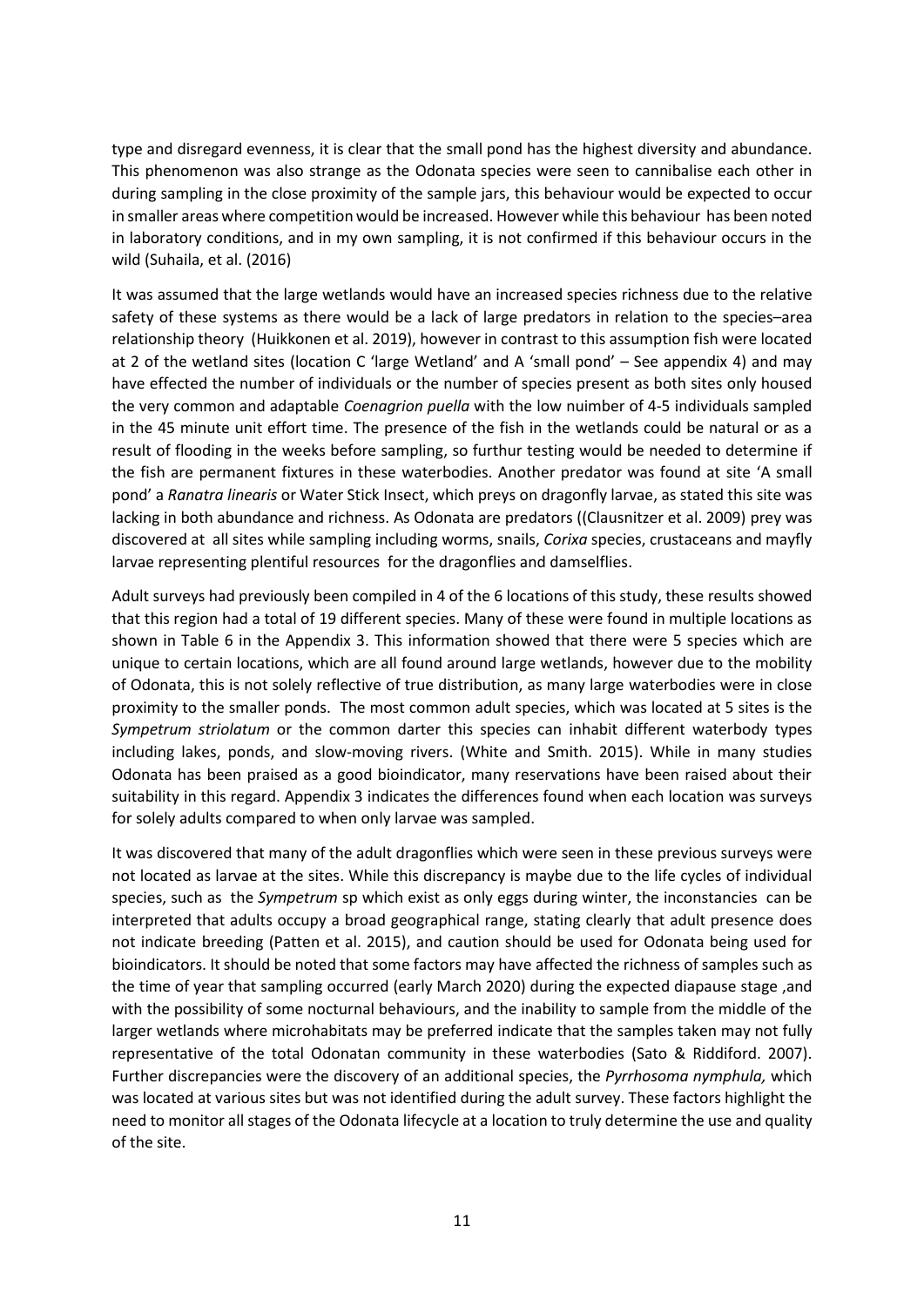type and disregard evenness, it is clear that the small pond has the highest diversity and abundance. This phenomenon was also strange as the Odonata species were seen to cannibalise each other in during sampling in the close proximity of the sample jars, this behaviour would be expected to occur in smaller areas where competition would be increased. However while this behaviour has been noted in laboratory conditions, and in my own sampling, it is not confirmed if this behaviour occurs in the wild (Suhaila, et al. (2016)

It was assumed that the large wetlands would have an increased species richness due to the relative safety of these systems as there would be a lack of large predators in relation to the species–area relationship theory (Huikkonen et al. 2019), however in contrast to this assumption fish were located at 2 of the wetland sites (location C 'large Wetland' and A 'small pond' – See appendix 4) and may have effected the number of individuals or the number of species present as both sites only housed the very common and adaptable *Coenagrion puella* with the low nuimber of 4-5 individuals sampled in the 45 minute unit effort time. The presence of the fish in the wetlands could be natural or as a result of flooding in the weeks before sampling, so furthur testing would be needed to determine if the fish are permanent fixtures in these waterbodies. Another predator was found at site 'A small pond' a *Ranatra linearis* or Water Stick Insect, which preys on dragonfly larvae, as stated this site was lacking in both abundance and richness. As Odonata are predators ((Clausnitzer et al. 2009) prey was discovered at all sites while sampling including worms, snails, *Corixa* species, crustaceans and mayfly larvae representing plentiful resources for the dragonflies and damselflies.

Adult surveys had previously been compiled in 4 of the 6 locations of this study, these results showed that this region had a total of 19 different species. Many of these were found in multiple locations as shown in Table 6 in the Appendix 3. This information showed that there were 5 species which are unique to certain locations, which are all found around large wetlands, however due to the mobility of Odonata, this is not solely reflective of true distribution, as many large waterbodies were in close proximity to the smaller ponds. The most common adult species, which was located at 5 sites is the *Sympetrum striolatum* or the common darter this species can inhabit different waterbody types including lakes, ponds, and slow-moving rivers. (White and Smith. 2015). While in many studies Odonata has been praised as a good bioindicator, many reservations have been raised about their suitability in this regard. Appendix 3 indicates the differences found when each location was surveys for solely adults compared to when only larvae was sampled.

It was discovered that many of the adult dragonflies which were seen in these previous surveys were not located as larvae at the sites. While this discrepancy is maybe due to the life cycles of individual species, such as the *Sympetrum* sp which exist as only eggs during winter, the inconstancies can be interpreted that adults occupy a broad geographical range, stating clearly that adult presence does not indicate breeding (Patten et al. 2015), and caution should be used for Odonata being used for bioindicators. It should be noted that some factors may have affected the richness of samples such as the time of year that sampling occurred (early March 2020) during the expected diapause stage ,and with the possibility of some nocturnal behaviours, and the inability to sample from the middle of the larger wetlands where microhabitats may be preferred indicate that the samples taken may not fully representative of the total Odonatan community in these waterbodies (Sato & Riddiford. 2007). Further discrepancies were the discovery of an additional species, the *Pyrrhosoma nymphula,* which was located at various sites but was not identified during the adult survey. These factors highlight the need to monitor all stages of the Odonata lifecycle at a location to truly determine the use and quality of the site.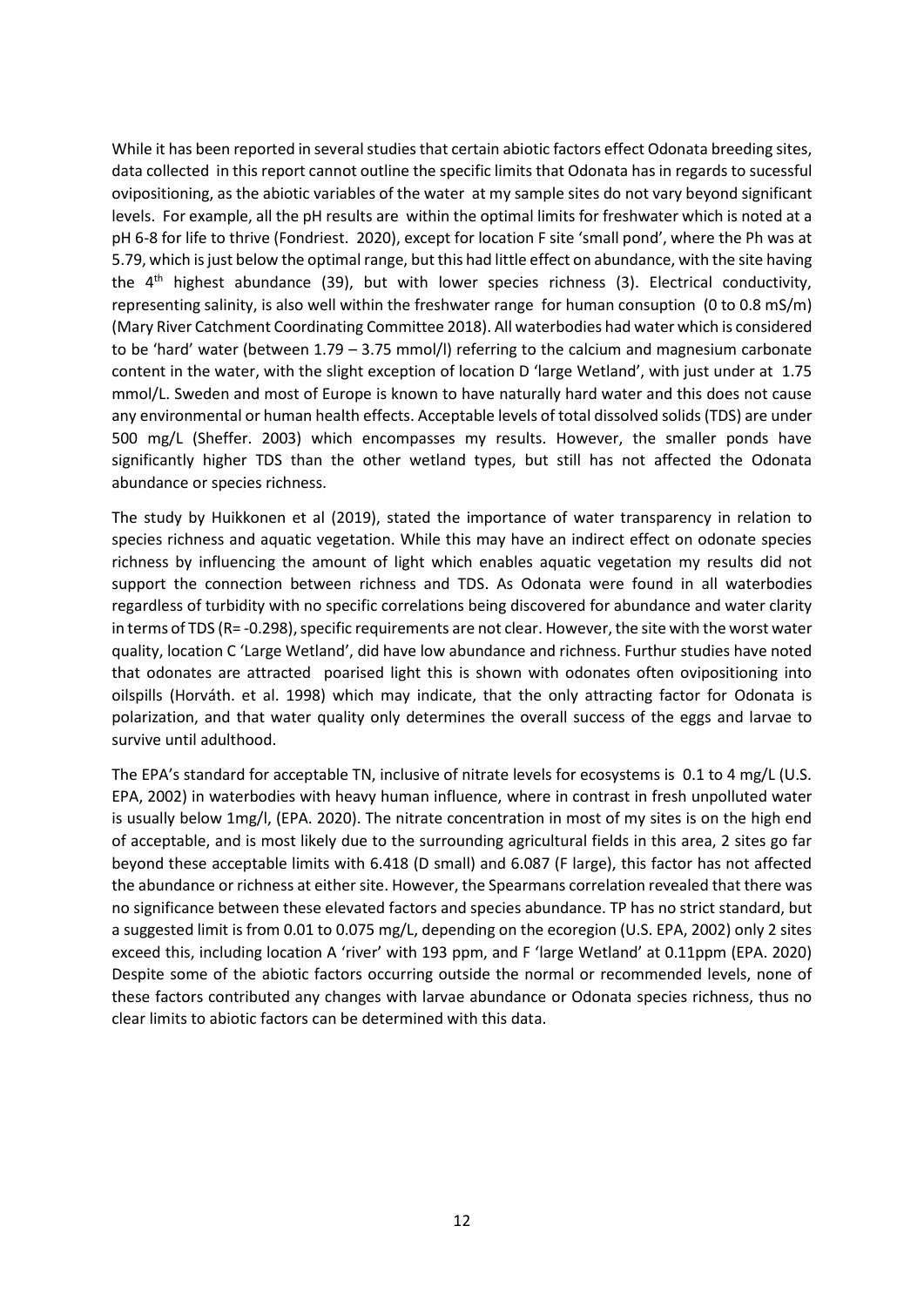While it has been reported in several studies that certain abiotic factors effect Odonata breeding sites, data collected in this report cannot outline the specific limits that Odonata has in regards to sucessful ovipositioning, as the abiotic variables of the water at my sample sites do not vary beyond significant levels. For example, all the pH results are within the optimal limits for freshwater which is noted at a pH 6-8 for life to thrive (Fondriest. 2020), except for location F site 'small pond', where the Ph was at 5.79, which is just below the optimal range, but this had little effect on abundance, with the site having the 4th highest abundance (39), but with lower species richness (3). Electrical conductivity, representing salinity, is also well within the freshwater range for human consuption (0 to 0.8 mS/m) (Mary River Catchment Coordinating Committee 2018). All waterbodies had water which is considered to be 'hard' water (between 1.79 – 3.75 mmol/l) referring to the calcium and magnesium carbonate content in the water, with the slight exception of location D 'large Wetland', with just under at 1.75 mmol/L. Sweden and most of Europe is known to have naturally hard water and this does not cause any environmental or human health effects. Acceptable levels of total dissolved solids (TDS) are under 500 mg/L (Sheffer. 2003) which encompasses my results. However, the smaller ponds have significantly higher TDS than the other wetland types, but still has not affected the Odonata abundance or species richness.

The study by Huikkonen et al (2019), stated the importance of water transparency in relation to species richness and aquatic vegetation. While this may have an indirect effect on odonate species richness by influencing the amount of light which enables aquatic vegetation my results did not support the connection between richness and TDS. As Odonata were found in all waterbodies regardless of turbidity with no specific correlations being discovered for abundance and water clarity in terms of TDS (R= -0.298), specific requirements are not clear. However, the site with the worst water quality, location C 'Large Wetland', did have low abundance and richness. Furthur studies have noted that odonates are attracted poarised light this is shown with odonates often ovipositioning into oilspills (Horváth. et al. 1998) which may indicate, that the only attracting factor for Odonata is polarization, and that water quality only determines the overall success of the eggs and larvae to survive until adulthood.

The EPA's standard for acceptable TN, inclusive of nitrate levels for ecosystems is 0.1 to 4 mg/L (U.S. EPA, 2002) in waterbodies with heavy human influence, where in contrast in fresh unpolluted water is usually below 1mg/l, (EPA. 2020). The nitrate concentration in most of my sites is on the high end of acceptable, and is most likely due to the surrounding agricultural fields in this area, 2 sites go far beyond these acceptable limits with 6.418 (D small) and 6.087 (F large), this factor has not affected the abundance or richness at either site. However, the Spearmans correlation revealed that there was no significance between these elevated factors and species abundance. TP has no strict standard, but a suggested limit is from 0.01 to 0.075 mg/L, depending on the ecoregion (U.S. EPA, 2002) only 2 sites exceed this, including location A 'river' with 193 ppm, and F 'large Wetland' at 0.11ppm (EPA. 2020) Despite some of the abiotic factors occurring outside the normal or recommended levels, none of these factors contributed any changes with larvae abundance or Odonata species richness, thus no clear limits to abiotic factors can be determined with this data.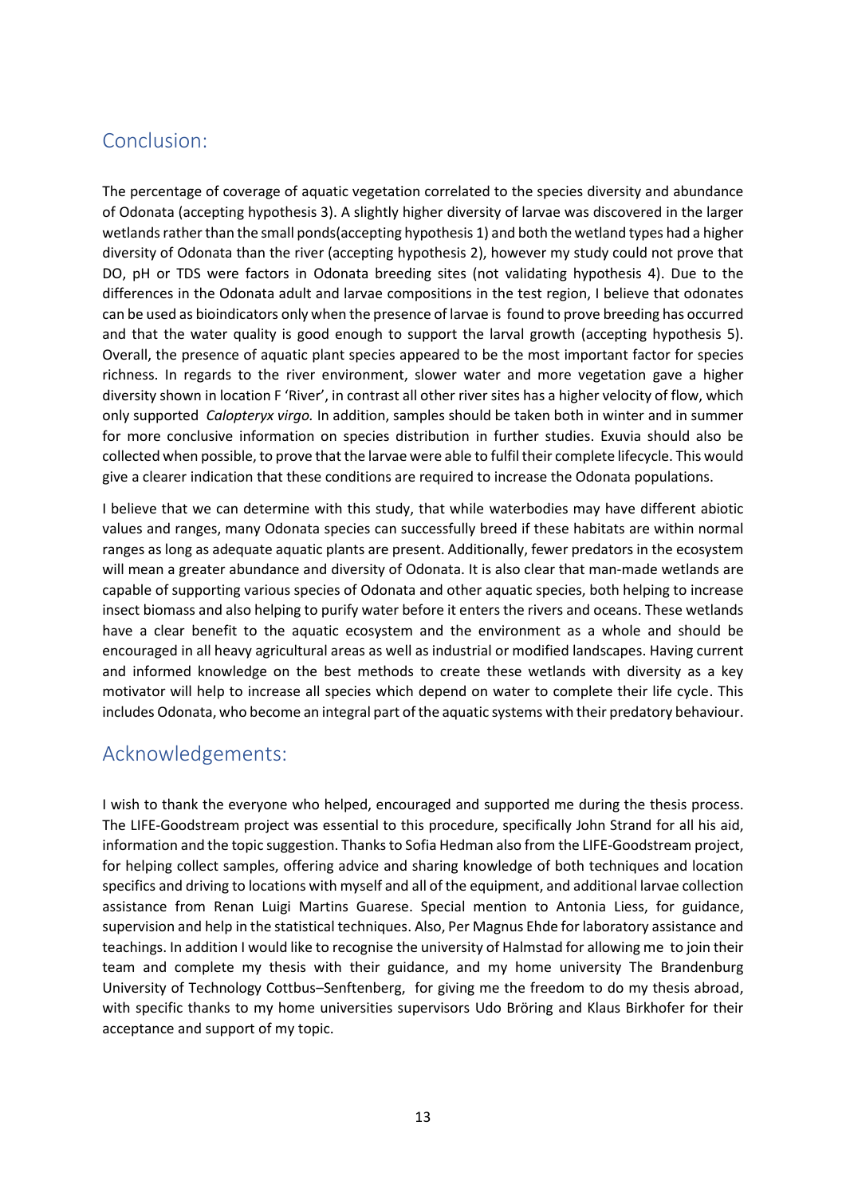## Conclusion:

The percentage of coverage of aquatic vegetation correlated to the species diversity and abundance of Odonata (accepting hypothesis 3). A slightly higher diversity of larvae was discovered in the larger wetlands rather than the small ponds(accepting hypothesis 1) and both the wetland types had a higher diversity of Odonata than the river (accepting hypothesis 2), however my study could not prove that DO, pH or TDS were factors in Odonata breeding sites (not validating hypothesis 4). Due to the differences in the Odonata adult and larvae compositions in the test region, I believe that odonates can be used as bioindicators only when the presence of larvae is found to prove breeding has occurred and that the water quality is good enough to support the larval growth (accepting hypothesis 5). Overall, the presence of aquatic plant species appeared to be the most important factor for species richness. In regards to the river environment, slower water and more vegetation gave a higher diversity shown in location F 'River', in contrast all other river sites has a higher velocity of flow, which only supported *Calopteryx virgo.* In addition, samples should be taken both in winter and in summer for more conclusive information on species distribution in further studies. Exuvia should also be collected when possible, to prove that the larvae were able to fulfil their complete lifecycle. This would give a clearer indication that these conditions are required to increase the Odonata populations.

I believe that we can determine with this study, that while waterbodies may have different abiotic values and ranges, many Odonata species can successfully breed if these habitats are within normal ranges as long as adequate aquatic plants are present. Additionally, fewer predators in the ecosystem will mean a greater abundance and diversity of Odonata. It is also clear that man-made wetlands are capable of supporting various species of Odonata and other aquatic species, both helping to increase insect biomass and also helping to purify water before it enters the rivers and oceans. These wetlands have a clear benefit to the aquatic ecosystem and the environment as a whole and should be encouraged in all heavy agricultural areas as well as industrial or modified landscapes. Having current and informed knowledge on the best methods to create these wetlands with diversity as a key motivator will help to increase all species which depend on water to complete their life cycle. This includes Odonata, who become an integral part of the aquatic systems with their predatory behaviour.

## Acknowledgements:

I wish to thank the everyone who helped, encouraged and supported me during the thesis process. The LIFE-Goodstream project was essential to this procedure, specifically John Strand for all his aid, information and the topic suggestion. Thanks to Sofia Hedman also from the LIFE-Goodstream project, for helping collect samples, offering advice and sharing knowledge of both techniques and location specifics and driving to locations with myself and all of the equipment, and additional larvae collection assistance from Renan Luigi Martins Guarese. Special mention to Antonia Liess, for guidance, supervision and help in the statistical techniques. Also, Per Magnus Ehde for laboratory assistance and teachings. In addition I would like to recognise the university of Halmstad for allowing me to join their team and complete my thesis with their guidance, and my home university The Brandenburg University of Technology Cottbus–Senftenberg, for giving me the freedom to do my thesis abroad, with specific thanks to my home universities supervisors Udo Bröring and Klaus Birkhofer for their acceptance and support of my topic.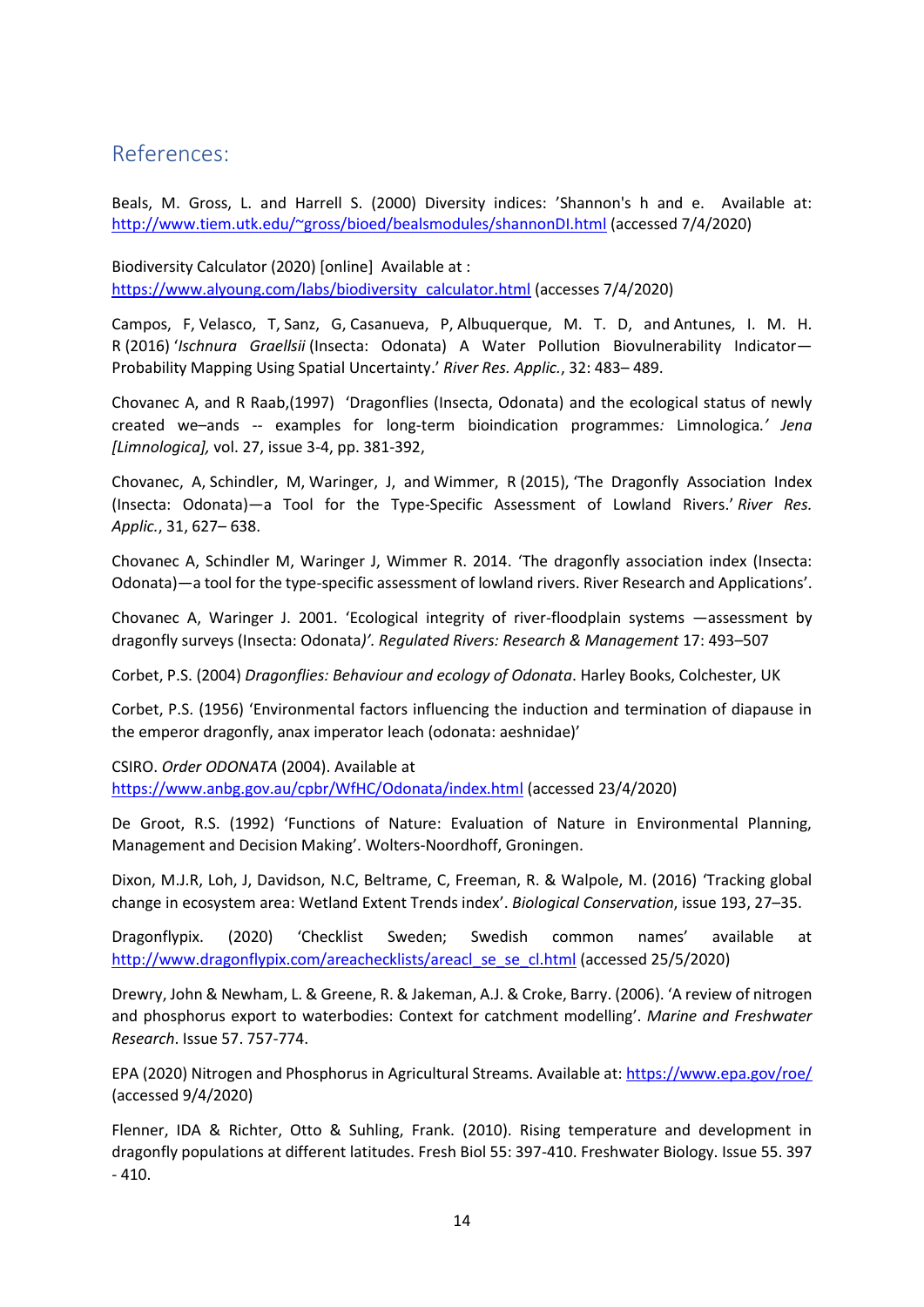## References:

Beals, M. Gross, L. and Harrell S. (2000) Diversity indices: 'Shannon's h and e. Available at: http://www.tiem.utk.edu/~gross/bioed/bealsmodules/shannonDI.html (accessed 7/4/2020)

Biodiversity Calculator (2020) [online] Available at : https://www.alyoung.com/labs/biodiversity_calculator.html (accesses 7/4/2020)

Campos, F, Velasco, T, Sanz, G, Casanueva, P, Albuquerque, M. T. D, and Antunes, I. M. H. R (2016) '*Ischnura Graellsii* (Insecta: Odonata) A Water Pollution Biovulnerability Indicator—Probability Mapping Using Spatial Uncertainty.' *River Res. Applic.*, 32: 483– 489.

Chovanec A, and R Raab,(1997) 'Dragonflies (Insecta, Odonata) and the ecological status of newly created we–ands -- examples for long-term bioindication programmes*: Limnologica.' Jena [Limnologica],* vol. 27, issue 3-4, pp. 381-392,

Chovanec, A, Schindler, M, Waringer, J, and Wimmer, R (2015), 'The Dragonfly Association Index (Insecta: Odonata)—a Tool for the Type‐Specific Assessment of Lowland Rivers.' *River Res. Applic.*, 31, 627– 638.

Chovanec A, Schindler M, Waringer J, Wimmer R. 2014. 'The dragonfly association index (Insecta: Odonata)—a tool for the type-specific assessment of lowland rivers. River Research and Applications'.

Chovanec A, Waringer J. 2001. 'Ecological integrity of river-floodplain systems —assessment by dragonfly surveys (Insecta: Odonata*)'. Regulated Rivers: Research & Management* 17: 493–507

Corbet, P.S. (2004) *Dragonflies: Behaviour and ecology of Odonata*. Harley Books, Colchester, UK

Corbet, P.S. (1956) 'Environmental factors influencing the induction and termination of diapause in the emperor dragonfly, anax imperator leach (odonata: aeshnidae)'

CSIRO. *Order ODONATA* (2004). Available at https://www.anbg.gov.au/cpbr/WfHC/Odonata/index.html (accessed 23/4/2020)

De Groot, R.S. (1992) 'Functions of Nature: Evaluation of Nature in Environmental Planning, Management and Decision Making'. Wolters-Noordhoff, Groningen.

Dixon, M.J.R, Loh, J, Davidson, N.C, Beltrame, C, Freeman, R. & Walpole, M. (2016) 'Tracking global change in ecosystem area: Wetland Extent Trends index'. *Biological Conservation*, issue 193, 27–35.

Dragonflypix. (2020) 'Checklist Sweden; Swedish common names' available at http://www.dragonflypix.com/areachecklists/areacl_se_se_cl.html (accessed 25/5/2020)

Drewry, John & Newham, L. & Greene, R. & Jakeman, A.J. & Croke, Barry. (2006). 'A review of nitrogen and phosphorus export to waterbodies: Context for catchment modelling'. *Marine and Freshwater Research*. Issue 57. 757-774.

EPA (2020) Nitrogen and Phosphorus in Agricultural Streams. Available at: https://www.epa.gov/roe/ (accessed 9/4/2020)

Flenner, IDA & Richter, Otto & Suhling, Frank. (2010). Rising temperature and development in dragonfly populations at different latitudes. Fresh Biol 55: 397-410. Freshwater Biology. Issue 55. 397 - 410.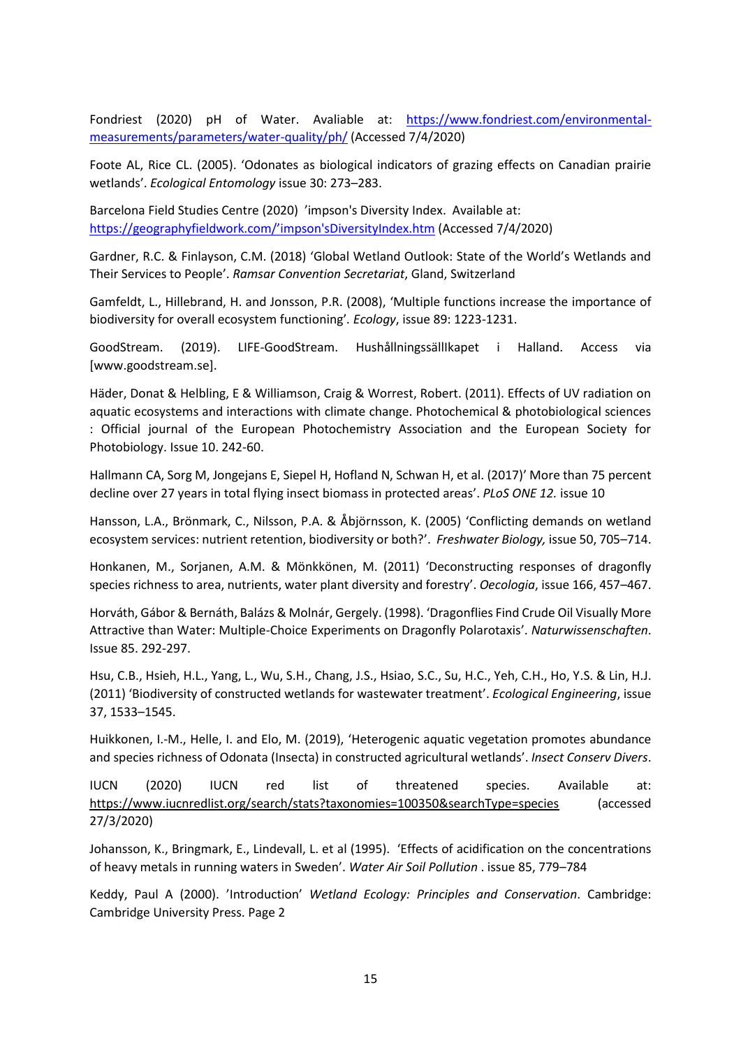Fondriest (2020) pH of Water. Avaliable at: https://www.fondriest.com/environmental-measurements/parameters/water-quality/ph/ (Accessed 7/4/2020)

Foote AL, Rice CL. (2005). 'Odonates as biological indicators of grazing effects on Canadian prairie wetlands'. *Ecological Entomology* issue 30: 273–283.

Barcelona Field Studies Centre (2020) 'impson's Diversity Index. Available at: https://geographyfieldwork.com/'impson'sDiversityIndex.htm (Accessed 7/4/2020)

Gardner, R.C. & Finlayson, C.M. (2018) 'Global Wetland Outlook: State of the World's Wetlands and Their Services to People'. *Ramsar Convention Secretariat*, Gland, Switzerland

Gamfeldt, L., Hillebrand, H. and Jonsson, P.R. (2008), 'Multiple functions increase the importance of biodiversity for overall ecosystem functioning'. *Ecology*, issue 89: 1223-1231.

GoodStream. (2019). LIFE-GoodStream. Hushållningssällkapet i Halland. Access via [www.goodstream.se].

Häder, Donat & Helbling, E & Williamson, Craig & Worrest, Robert. (2011). Effects of UV radiation on aquatic ecosystems and interactions with climate change. Photochemical & photobiological sciences : Official journal of the European Photochemistry Association and the European Society for Photobiology. Issue 10. 242-60.

Hallmann CA, Sorg M, Jongejans E, Siepel H, Hofland N, Schwan H, et al. (2017)' More than 75 percent decline over 27 years in total flying insect biomass in protected areas'. *PLoS ONE 12.* issue 10

Hansson, L.A., Brönmark, C., Nilsson, P.A. & Åbjörnsson, K. (2005) 'Conflicting demands on wetland ecosystem services: nutrient retention, biodiversity or both?'. *Freshwater Biology,* issue 50, 705–714.

Honkanen, M., Sorjanen, A.M. & Mönkkönen, M. (2011) 'Deconstructing responses of dragonfly species richness to area, nutrients, water plant diversity and forestry'. *Oecologia*, issue 166, 457–467.

Horváth, Gábor & Bernáth, Balázs & Molnár, Gergely. (1998). 'Dragonflies Find Crude Oil Visually More Attractive than Water: Multiple-Choice Experiments on Dragonfly Polarotaxis'. *Naturwissenschaften*. Issue 85. 292-297.

Hsu, C.B., Hsieh, H.L., Yang, L., Wu, S.H., Chang, J.S., Hsiao, S.C., Su, H.C., Yeh, C.H., Ho, Y.S. & Lin, H.J. (2011) 'Biodiversity of constructed wetlands for wastewater treatment'. *Ecological Engineering*, issue 37, 1533–1545.

Huikkonen, I.-M., Helle, I. and Elo, M. (2019), 'Heterogenic aquatic vegetation promotes abundance and species richness of Odonata (Insecta) in constructed agricultural wetlands'. *Insect Conserv Divers*.

IUCN (2020) IUCN red list of threatened species. Available at: https://www.iucnredlist.org/search/stats?taxonomies=100350&searchType=species (accessed 27/3/2020)

Johansson, K., Bringmark, E., Lindevall, L. et al (1995). 'Effects of acidification on the concentrations of heavy metals in running waters in Sweden'. *Water Air Soil Pollution* . issue 85, 779–784

Keddy, Paul A (2000). 'Introduction' *Wetland Ecology: Principles and Conservation*. Cambridge: Cambridge University Press. Page 2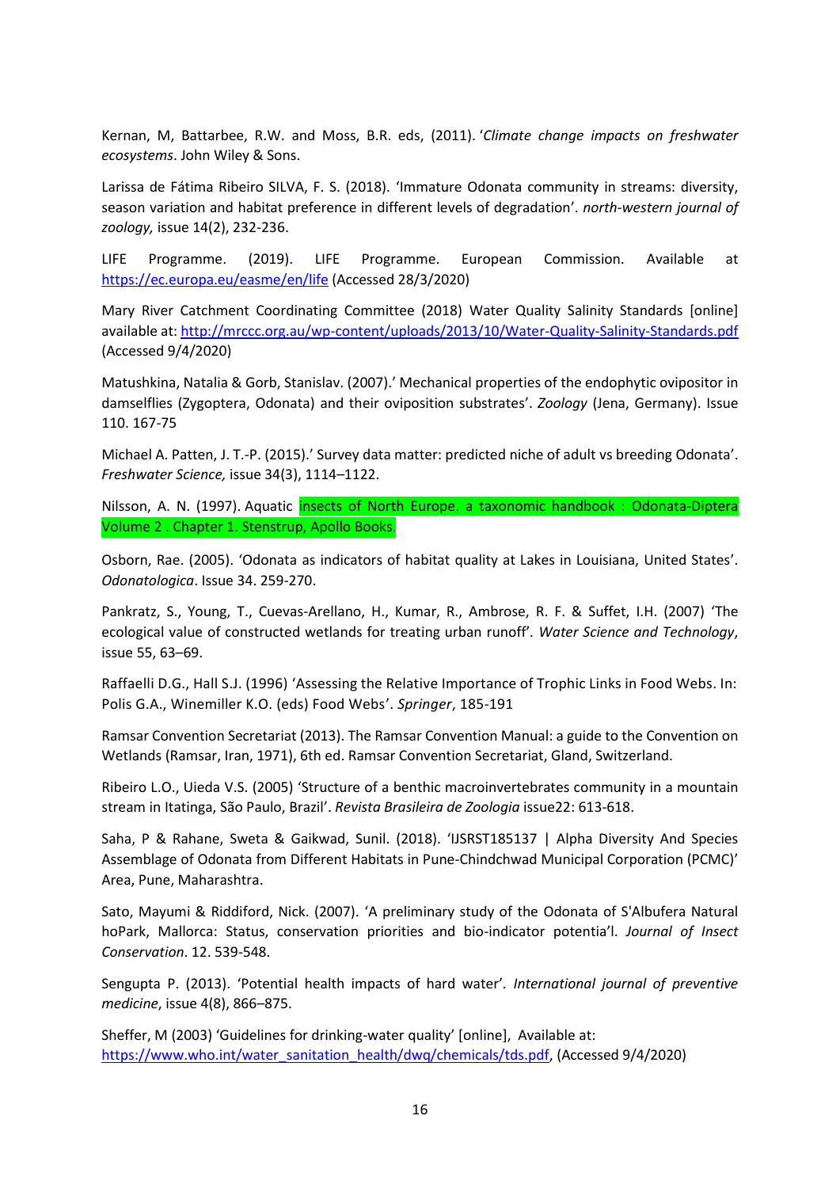Kernan, M, Battarbee, R.W. and Moss, B.R. eds, (2011). '*Climate change impacts on freshwater ecosystems*. John Wiley & Sons.

Larissa de Fátima Ribeiro SILVA, F. S. (2018). 'Immature Odonata community in streams: diversity, season variation and habitat preference in different levels of degradation'. *north-western journal of zoology,* issue 14(2), 232-236.

LIFE Programme. (2019). LIFE Programme. European Commission. Available at https://ec.europa.eu/easme/en/life (Accessed 28/3/2020)

Mary River Catchment Coordinating Committee (2018) Water Quality Salinity Standards [online] available at: http://mrccc.org.au/wp-content/uploads/2013/10/Water-Quality-Salinity-Standards.pdf (Accessed 9/4/2020)

Matushkina, Natalia & Gorb, Stanislav. (2007).' Mechanical properties of the endophytic ovipositor in damselflies (Zygoptera, Odonata) and their oviposition substrates'. *Zoology* (Jena, Germany). Issue 110. 167-75

Michael A. Patten, J. T.-P. (2015).' Survey data matter: predicted niche of adult vs breeding Odonata'. *Freshwater Science,* issue 34(3), 1114–1122.

Nilsson, A. N. (1997). Aquatic insects of North Europe. a taxonomic handbook : Odonata-Diptera Volume 2 . Chapter 1. Stenstrup, Apollo Books.

Osborn, Rae. (2005). 'Odonata as indicators of habitat quality at Lakes in Louisiana, United States'. *Odonatologica*. Issue 34. 259-270.

Pankratz, S., Young, T., Cuevas-Arellano, H., Kumar, R., Ambrose, R. F. & Suffet, I.H. (2007) 'The ecological value of constructed wetlands for treating urban runoff'. *Water Science and Technology*, issue 55, 63–69.

Raffaelli D.G., Hall S.J. (1996) 'Assessing the Relative Importance of Trophic Links in Food Webs. In: Polis G.A., Winemiller K.O. (eds) Food Webs'. *Springer*, 185-191

Ramsar Convention Secretariat (2013). The Ramsar Convention Manual: a guide to the Convention on Wetlands (Ramsar, Iran, 1971), 6th ed. Ramsar Convention Secretariat, Gland, Switzerland.

Ribeiro L.O., Uieda V.S. (2005) 'Structure of a benthic macroinvertebrates community in a mountain stream in Itatinga, São Paulo, Brazil'. *Revista Brasileira de Zoologia* issue22: 613-618.

Saha, P & Rahane, Sweta & Gaikwad, Sunil. (2018). 'IJSRST185137 | Alpha Diversity And Species Assemblage of Odonata from Different Habitats in Pune-Chindchwad Municipal Corporation (PCMC)' Area, Pune, Maharashtra.

Sato, Mayumi & Riddiford, Nick. (2007). 'A preliminary study of the Odonata of S'Albufera Natural hoPark, Mallorca: Status, conservation priorities and bio-indicator potentia'l. *Journal of Insect Conservation*. 12. 539-548.

Sengupta P. (2013). 'Potential health impacts of hard water'. *International journal of preventive medicine*, issue 4(8), 866–875.

Sheffer, M (2003) 'Guidelines for drinking-water quality' [online], Available at: https://www.who.int/water_sanitation_health/dwq/chemicals/tds.pdf, (Accessed 9/4/2020)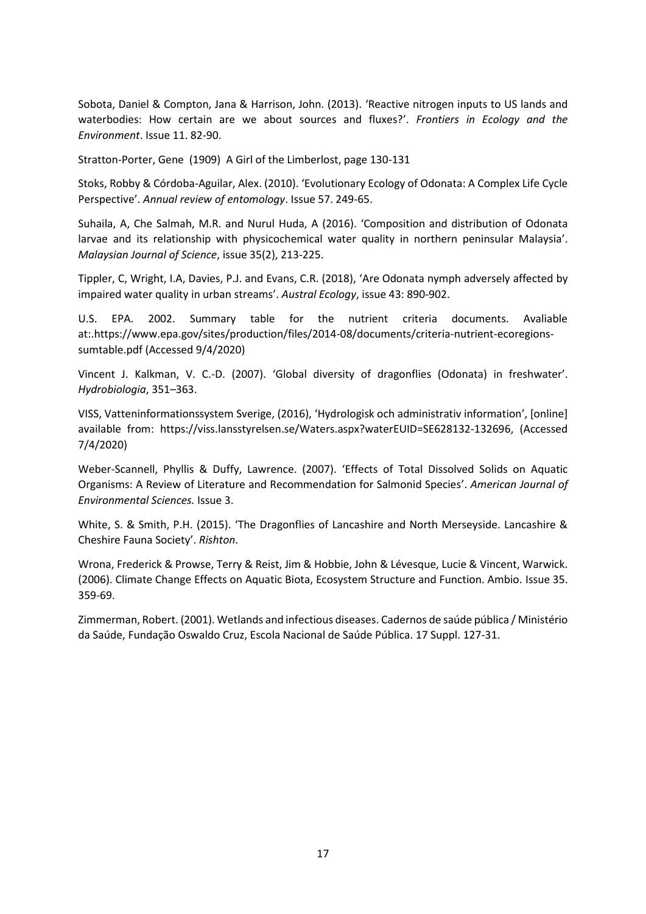Sobota, Daniel & Compton, Jana & Harrison, John. (2013). 'Reactive nitrogen inputs to US lands and waterbodies: How certain are we about sources and fluxes?'. *Frontiers in Ecology and the Environment*. Issue 11. 82-90.

Stratton-Porter, Gene (1909) A Girl of the Limberlost, page 130-131

Stoks, Robby & Córdoba-Aguilar, Alex. (2010). 'Evolutionary Ecology of Odonata: A Complex Life Cycle Perspective'. *Annual review of entomology*. Issue 57. 249-65.

Suhaila, A, Che Salmah, M.R. and Nurul Huda, A (2016). 'Composition and distribution of Odonata larvae and its relationship with physicochemical water quality in northern peninsular Malaysia'. *Malaysian Journal of Science*, issue 35(2), 213-225.

Tippler, C, Wright, I.A, Davies, P.J. and Evans, C.R. (2018), 'Are Odonata nymph adversely affected by impaired water quality in urban streams'. *Austral Ecology*, issue 43: 890-902.

U.S. EPA. 2002. Summary table for the nutrient criteria documents. Avaliable at:.https://www.epa.gov/sites/production/files/2014-08/documents/criteria-nutrient-ecoregions-sumtable.pdf (Accessed 9/4/2020)

Vincent J. Kalkman, V. C.-D. (2007). 'Global diversity of dragonflies (Odonata) in freshwater'. *Hydrobiologia*, 351–363.

VISS, Vatteninformationssystem Sverige, (2016), 'Hydrologisk och administrativ information', [online] available from: https://viss.lansstyrelsen.se/Waters.aspx?waterEUID=SE628132-132696, (Accessed 7/4/2020)

Weber-Scannell, Phyllis & Duffy, Lawrence. (2007). 'Effects of Total Dissolved Solids on Aquatic Organisms: A Review of Literature and Recommendation for Salmonid Species'. *American Journal of Environmental Sciences.* Issue 3.

White, S. & Smith, P.H. (2015). 'The Dragonflies of Lancashire and North Merseyside. Lancashire & Cheshire Fauna Society'. *Rishton*.

Wrona, Frederick & Prowse, Terry & Reist, Jim & Hobbie, John & Lévesque, Lucie & Vincent, Warwick. (2006). Climate Change Effects on Aquatic Biota, Ecosystem Structure and Function. Ambio. Issue 35. 359-69.

Zimmerman, Robert. (2001). Wetlands and infectious diseases. Cadernos de saúde pública / Ministério da Saúde, Fundação Oswaldo Cruz, Escola Nacional de Saúde Pública. 17 Suppl. 127-31.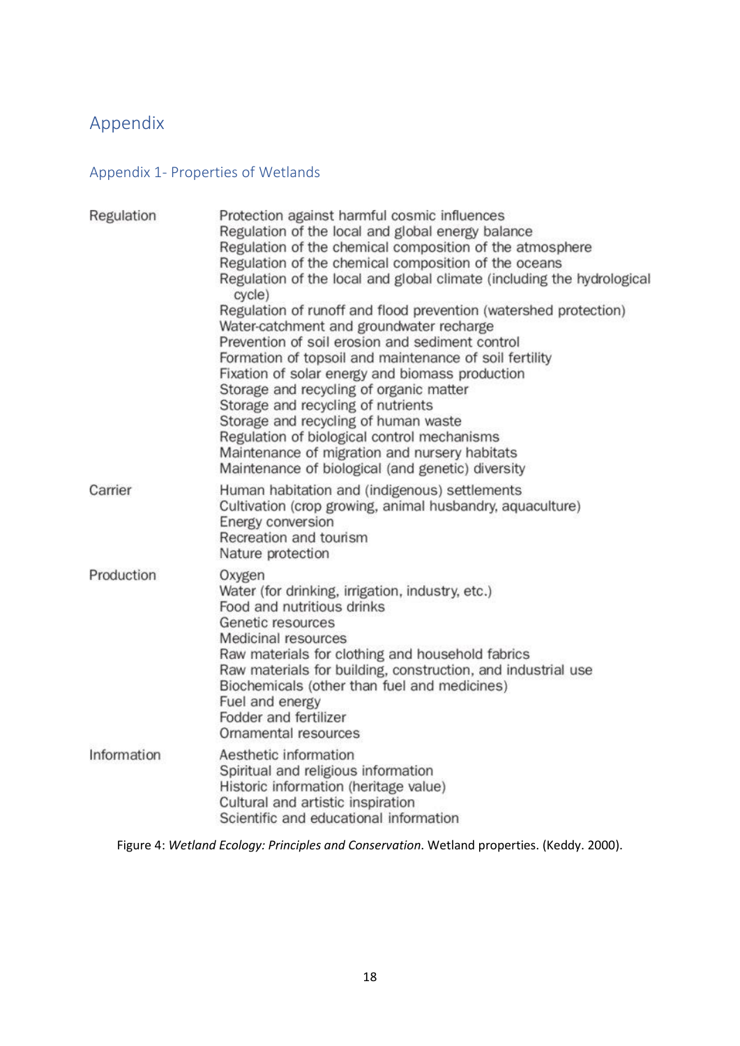# Appendix

## Appendix 1- Properties of Wetlands

| | |
|---|---|
| Regulation | Protection against harmful cosmic influences<br>Regulation of the local and global energy balance<br>Regulation of the chemical composition of the atmosphere<br>Regulation of the chemical composition of the oceans<br>Regulation of the local and global climate (including the hydrological cycle)<br>Regulation of runoff and flood prevention (watershed protection)<br>Water-catchment and groundwater recharge<br>Prevention of soil erosion and sediment control<br>Formation of topsoil and maintenance of soil fertility<br>Fixation of solar energy and biomass production<br>Storage and recycling of organic matter<br>Storage and recycling of nutrients<br>Storage and recycling of human waste<br>Regulation of biological control mechanisms<br>Maintenance of migration and nursery habitats<br>Maintenance of biological (and genetic) diversity |
| Carrier | Human habitation and (indigenous) settlements<br>Cultivation (crop growing, animal husbandry, aquaculture)<br>Energy conversion<br>Recreation and tourism<br>Nature protection |
| Production | Oxygen<br>Water (for drinking, irrigation, industry, etc.)<br>Food and nutritious drinks<br>Genetic resources<br>Medicinal resources<br>Raw materials for clothing and household fabrics<br>Raw materials for building, construction, and industrial use<br>Biochemicals (other than fuel and medicines)<br>Fuel and energy<br>Fodder and fertilizer<br>Ornamental resources |
| Information | Aesthetic information<br>Spiritual and religious information<br>Historic information (heritage value)<br>Cultural and artistic inspiration<br>Scientific and educational information |

Figure 4: *Wetland Ecology: Principles and Conservation*. Wetland properties. (Keddy. 2000).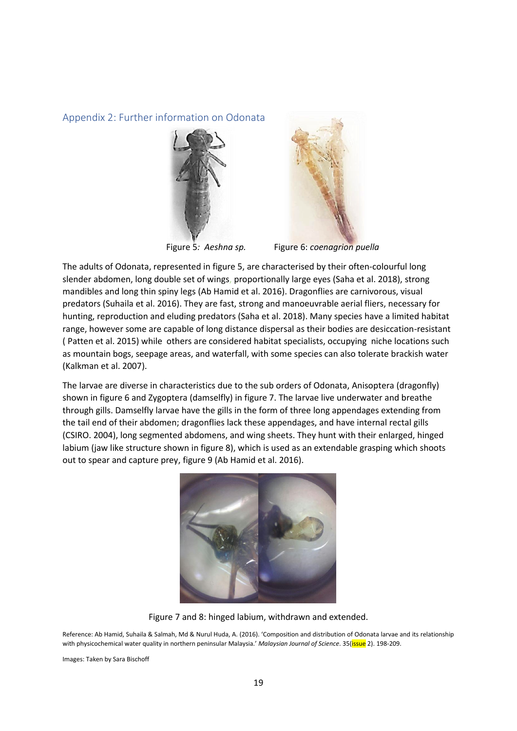## Appendix 2: Further information on Odonata

Figure 5: *Aeshna sp.* Figure 6: *coenagrion puella*

The adults of Odonata, represented in figure 5, are characterised by their often-colourful long slender abdomen, long double set of wings, proportionally large eyes (Saha et al. 2018), strong mandibles and long thin spiny legs (Ab Hamid et al. 2016). Dragonflies are carnivorous, visual predators (Suhaila et al. 2016). They are fast, strong and manoeuvrable aerial fliers, necessary for hunting, reproduction and eluding predators (Saha et al. 2018). Many species have a limited habitat range, however some are capable of long distance dispersal as their bodies are desiccation-resistant ( Patten et al. 2015) while others are considered habitat specialists, occupying niche locations such as mountain bogs, seepage areas, and waterfall, with some species can also tolerate brackish water (Kalkman et al. 2007).

The larvae are diverse in characteristics due to the sub orders of Odonata, Anisoptera (dragonfly) shown in figure 6 and Zygoptera (damselfly) in figure 7. The larvae live underwater and breathe through gills. Damselfly larvae have the gills in the form of three long appendages extending from the tail end of their abdomen; dragonflies lack these appendages, and have internal rectal gills (CSIRO. 2004), long segmented abdomens, and wing sheets. They hunt with their enlarged, hinged labium (jaw like structure shown in figure 8), which is used as an extendable grasping which shoots out to spear and capture prey, figure 9 (Ab Hamid et al. 2016).

Figure 7 and 8: hinged labium, withdrawn and extended.

Reference: Ab Hamid, Suhaila & Salmah, Md & Nurul Huda, A. (2016). 'Composition and distribution of Odonata larvae and its relationship with physicochemical water quality in northern peninsular Malaysia.' *Malaysian Journal of Science*. 35(issue 2). 198-209.

Images: Taken by Sara Bischoff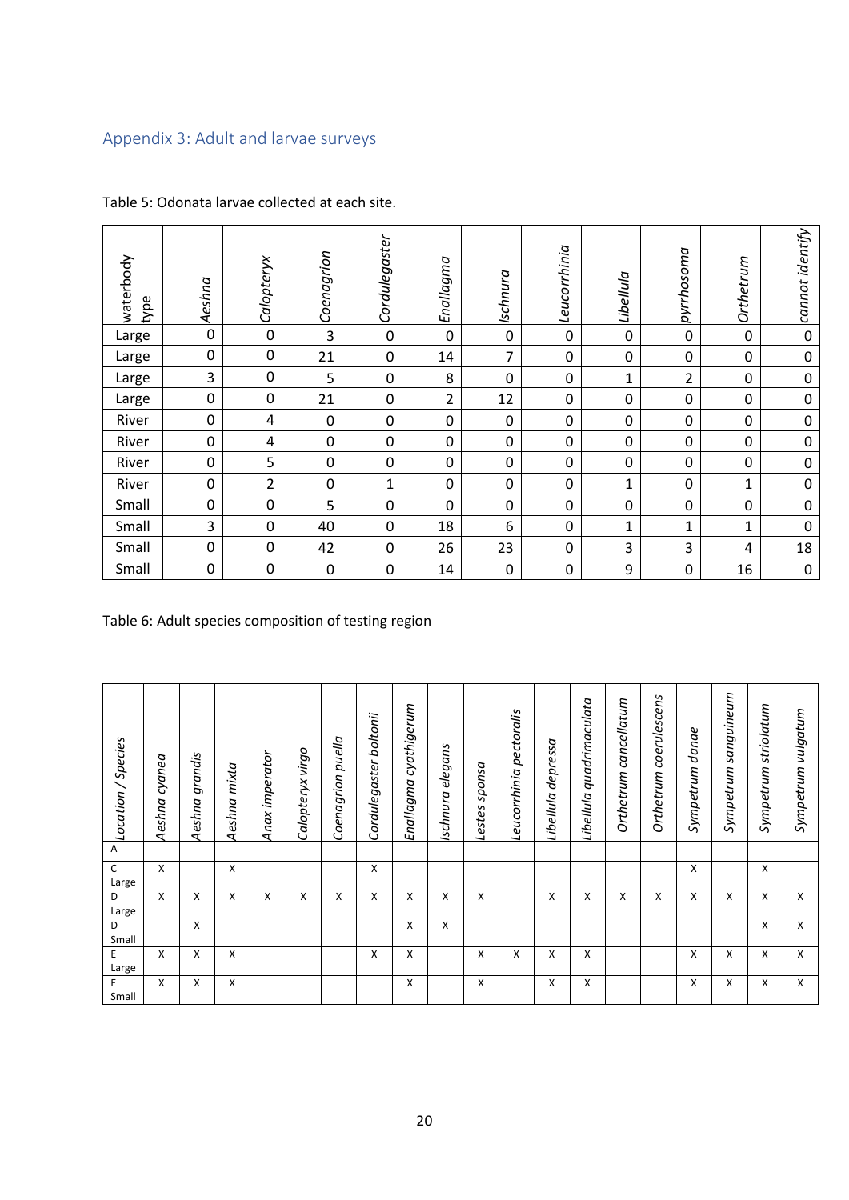## Appendix 3: Adult and larvae surveys

Table 5: Odonata larvae collected at each site.

| waterbody type | *Aeshna* | *Calopteryx* | *Coenagrion* | *Cordulegaster* | *Enallagma* | *Ischnura* | *Leucorrhinia* | *Libellula* | *pyrrhosoma* | *Orthetrum* | *cannot identify* |
|---|---|---|---|---|---|---|---|---|---|---|---|
| Large | 0 | 0 | 3 | 0 | 0 | 0 | 0 | 0 | 0 | 0 | 0 |
| Large | 0 | 0 | 21 | 0 | 14 | 7 | 0 | 0 | 0 | 0 | 0 |
| Large | 3 | 0 | 5 | 0 | 8 | 0 | 0 | 1 | 2 | 0 | 0 |
| Large | 0 | 0 | 21 | 0 | 2 | 12 | 0 | 0 | 0 | 0 | 0 |
| River | 0 | 4 | 0 | 0 | 0 | 0 | 0 | 0 | 0 | 0 | 0 |
| River | 0 | 4 | 0 | 0 | 0 | 0 | 0 | 0 | 0 | 0 | 0 |
| River | 0 | 5 | 0 | 0 | 0 | 0 | 0 | 0 | 0 | 0 | 0 |
| River | 0 | 2 | 0 | 1 | 0 | 0 | 0 | 1 | 0 | 1 | 0 |
| Small | 0 | 0 | 5 | 0 | 0 | 0 | 0 | 0 | 0 | 0 | 0 |
| Small | 3 | 0 | 40 | 0 | 18 | 6 | 0 | 1 | 1 | 1 | 0 |
| Small | 0 | 0 | 42 | 0 | 26 | 23 | 0 | 3 | 3 | 4 | 18 |
| Small | 0 | 0 | 0 | 0 | 14 | 0 | 0 | 9 | 0 | 16 | 0 |

Table 6: Adult species composition of testing region

| *Location / Species* | *Aeshna cyanea* | *Aeshna grandis* | *Aeshna mixta* | *Anax imperator* | *Calopteryx virgo* | *Coenagrion puella* | *Cordulegaster boltonii* | *Enallagma cyathigerum* | *Ischnura elegans* | *Lestes sponsa* | *Leucorrhinia pectoralis* | *Libellula depressa* | *Libellula quadrimaculata* | *Orthetrum cancellatum* | *Orthetrum coerulescens* | *Sympetrum danae* | *Sympetrum sanguineum* | *Sympetrum striolatum* | *Sympetrum vulgatum* |
|---|---|---|---|---|---|---|---|---|---|---|---|---|---|---|---|---|---|---|---|
| A | | | | | | | | | | | | | | | | | | | |
| C Large | X | | X | | | | X | | | | | | | | | X | | X | |
| D Large | X | X | X | X | X | X | X | X | X | X | | X | X | X | X | X | X | X | X |
| D Small | | X | | | | | | X | X | | | | | | | | | X | X |
| E Large | X | X | X | | | | X | X | | X | X | X | X | | | X | X | X | X |
| E Small | X | X | X | | | | | X | | X | | X | X | | | X | X | X | X |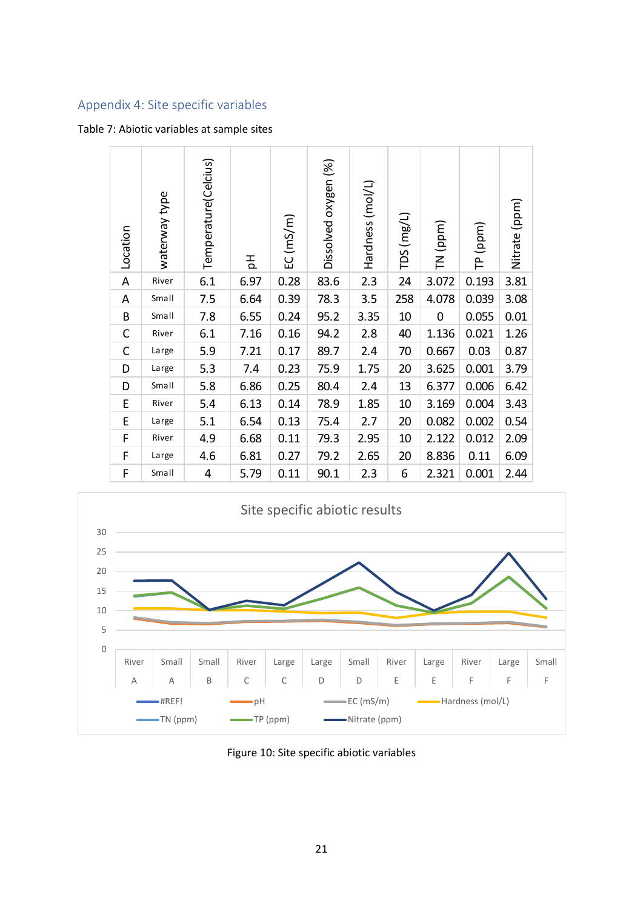## Appendix 4: Site specific variables

Table 7: Abiotic variables at sample sites

| Location | waterway type | Temperature(Celcius) | pH | EC (mS/m) | Dissolved oxygen (%) | Hardness (mol/L) | TDS (mg/L) | TN (ppm) | TP (ppm) | Nitrate (ppm) |
|---|---|---|---|---|---|---|---|---|---|---|
| A | River | 6.1 | 6.97 | 0.28 | 83.6 | 2.3 | 24 | 3.072 | 0.193 | 3.81 |
| A | Small | 7.5 | 6.64 | 0.39 | 78.3 | 3.5 | 258 | 4.078 | 0.039 | 3.08 |
| B | Small | 7.8 | 6.55 | 0.24 | 95.2 | 3.35 | 10 | 0 | 0.055 | 0.01 |
| C | River | 6.1 | 7.16 | 0.16 | 94.2 | 2.8 | 40 | 1.136 | 0.021 | 1.26 |
| C | Large | 5.9 | 7.21 | 0.17 | 89.7 | 2.4 | 70 | 0.667 | 0.03 | 0.87 |
| D | Large | 5.3 | 7.4 | 0.23 | 75.9 | 1.75 | 20 | 3.625 | 0.001 | 3.79 |
| D | Small | 5.8 | 6.86 | 0.25 | 80.4 | 2.4 | 13 | 6.377 | 0.006 | 6.42 |
| E | River | 5.4 | 6.13 | 0.14 | 78.9 | 1.85 | 10 | 3.169 | 0.004 | 3.43 |
| E | Large | 5.1 | 6.54 | 0.13 | 75.4 | 2.7 | 20 | 0.082 | 0.002 | 0.54 |
| F | River | 4.9 | 6.68 | 0.11 | 79.3 | 2.95 | 10 | 2.122 | 0.012 | 2.09 |
| F | Large | 4.6 | 6.81 | 0.27 | 79.2 | 2.65 | 20 | 8.836 | 0.11 | 6.09 |
| F | Small | 4 | 5.79 | 0.11 | 90.1 | 2.3 | 6 | 2.321 | 0.001 | 2.44 |

Figure 10: Site specific abiotic variables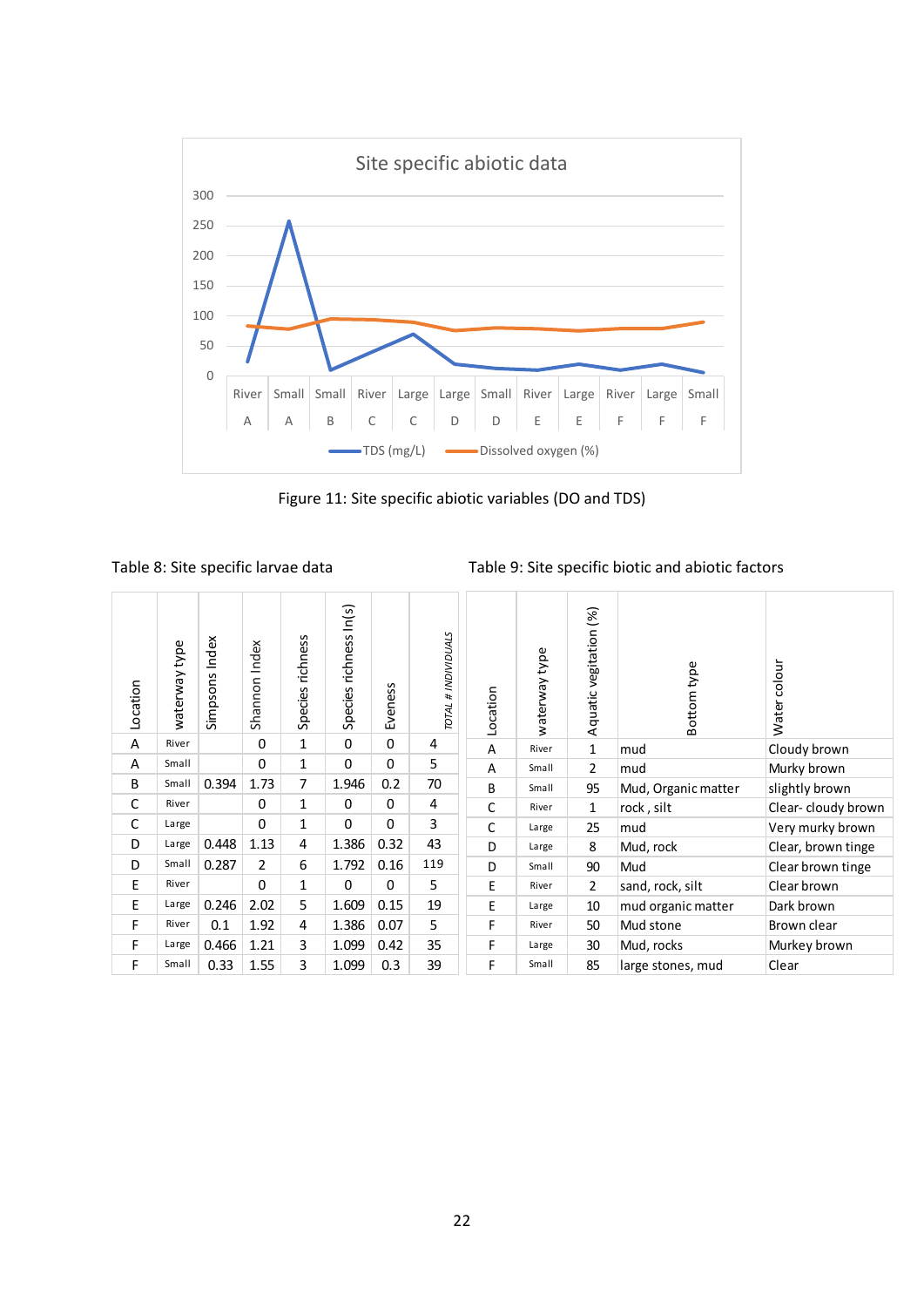Site specific abiotic data

Figure 11: Site specific abiotic variables (DO and TDS)

Table 8: Site specific larvae data

| Location | waterway type | Simpsons Index | Shannon Index | Species richness | Species richness ln(s) | Eveness | TOTAL # INDIVIDUALS |
|---|---|---|---|---|---|---|---|
| A | River | | 0 | 1 | 0 | 0 | 4 |
| A | Small | | 0 | 1 | 0 | 0 | 5 |
| B | Small | 0.394 | 1.73 | 7 | 1.946 | 0.2 | 70 |
| C | River | | 0 | 1 | 0 | 0 | 4 |
| C | Large | | 0 | 1 | 0 | 0 | 3 |
| D | Large | 0.448 | 1.13 | 4 | 1.386 | 0.32 | 43 |
| D | Small | 0.287 | 2 | 6 | 1.792 | 0.16 | 119 |
| E | River | | 0 | 1 | 0 | 0 | 5 |
| E | Large | 0.246 | 2.02 | 5 | 1.609 | 0.15 | 19 |
| F | River | 0.1 | 1.92 | 4 | 1.386 | 0.07 | 5 |
| F | Large | 0.466 | 1.21 | 3 | 1.099 | 0.42 | 35 |
| F | Small | 0.33 | 1.55 | 3 | 1.099 | 0.3 | 39 |

Table 9: Site specific biotic and abiotic factors

| Location | waterway type | Aquatic vegitation (%) | Bottom type | Water colour |
|---|---|---|---|---|
| A | River | 1 | mud | Cloudy brown |
| A | Small | 2 | mud | Murky brown |
| B | Small | 95 | Mud, Organic matter | slightly brown |
| C | River | 1 | rock , silt | Clear- cloudy brown |
| C | Large | 25 | mud | Very murky brown |
| D | Large | 8 | Mud, rock | Clear, brown tinge |
| D | Small | 90 | Mud | Clear brown tinge |
| E | River | 2 | sand, rock, silt | Clear brown |
| E | Large | 10 | mud organic matter | Dark brown |
| F | River | 50 | Mud stone | Brown clear |
| F | Large | 30 | Mud, rocks | Murkey brown |
| F | Small | 85 | large stones, mud | Clear |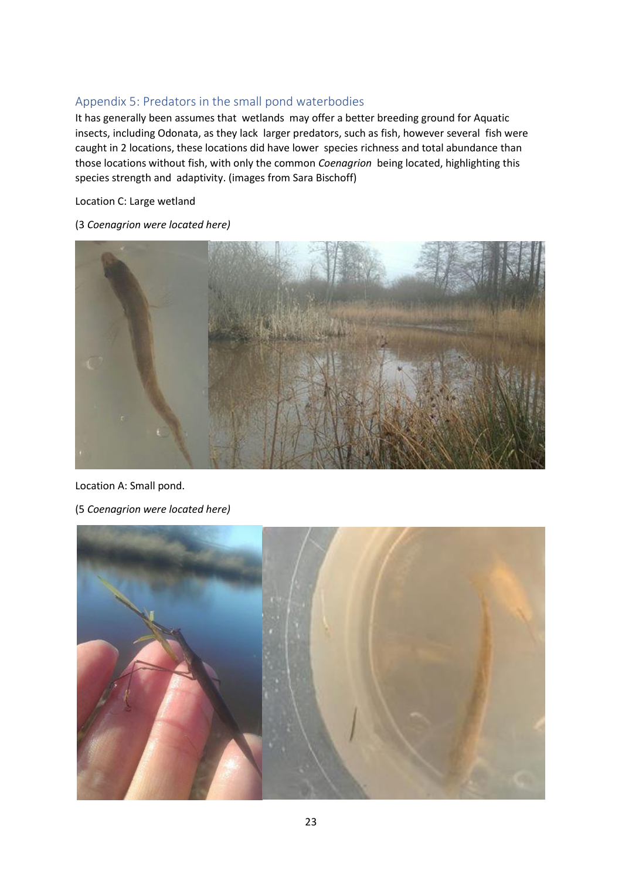## Appendix 5: Predators in the small pond waterbodies

It has generally been assumes that wetlands may offer a better breeding ground for Aquatic insects, including Odonata, as they lack larger predators, such as fish, however several fish were caught in 2 locations, these locations did have lower species richness and total abundance than those locations without fish, with only the common *Coenagrion* being located, highlighting this species strength and adaptivity. (images from Sara Bischoff)

Location C: Large wetland

(3 *Coenagrion were located here)*

Location A: Small pond.

(5 *Coenagrion were located here)*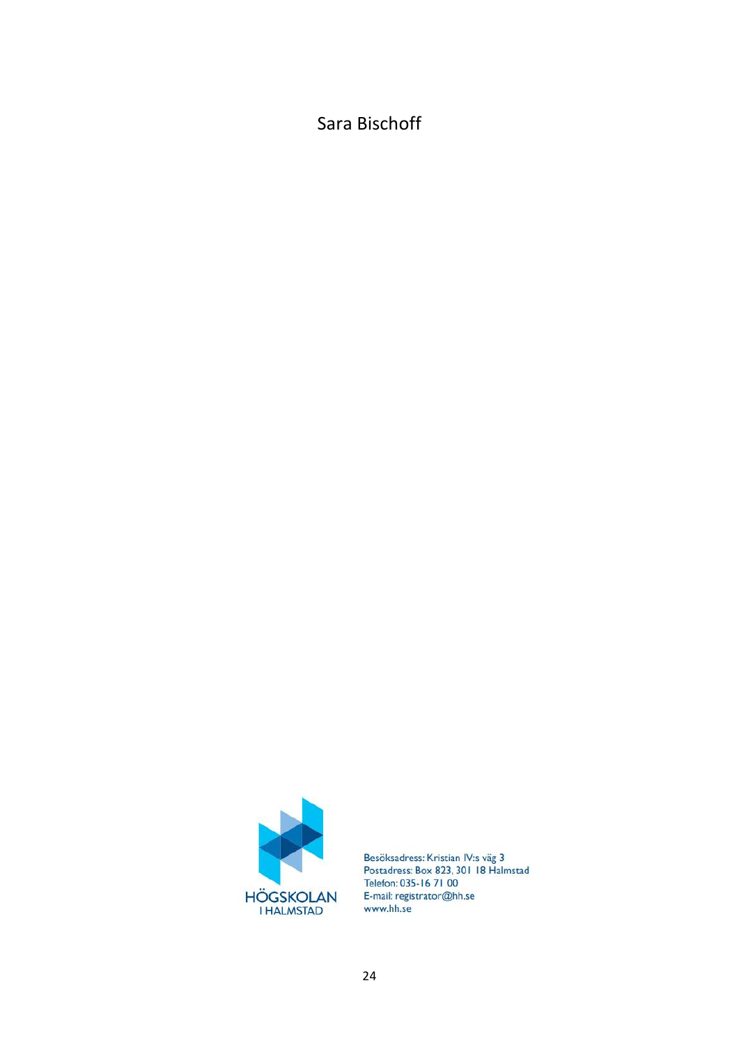Sara Bischoff

HÖGSKOLAN I HALMSTAD

Besöksadress: Kristian IV:s väg 3
Postadress: Box 823, 301 18 Halmstad
Telefon: 035-16 71 00
E-mail: registrator@hh.se
www.hh.se